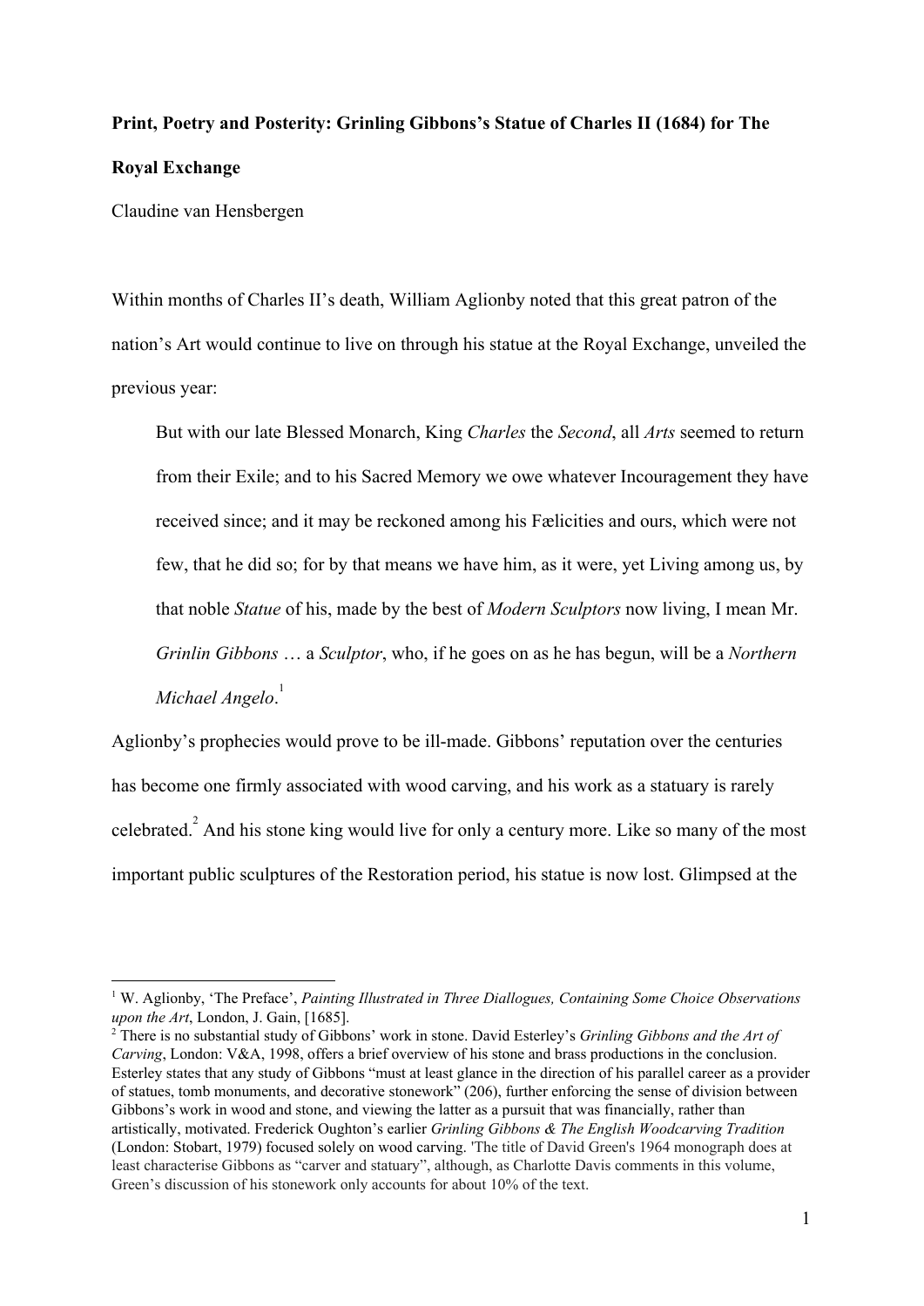**Print, Poetry and Posterity: Grinling Gibbons's Statue of Charles II (1684) for The Royal Exchange**

Claudine van Hensbergen

Within months of Charles II's death, William Aglionby noted that this great patron of the nation's Art would continue to live on through his statue at the Royal Exchange, unveiled the previous year:

> But with our late Blessed Monarch, King *Charles* the *Second*, all *Arts* seemed to return from their Exile; and to his Sacred Memory we owe whatever Incouragement they have received since; and it may be reckoned among his Fælicities and ours, which were not few, that he did so; for by that means we have him, as it were, yet Living among us, by that noble *Statue* of his, made by the best of *Modern Sculptors* now living, I mean Mr. *Grinlin Gibbons* … a *Sculptor*, who, if he goes on as he has begun, will be a *Northern Michael Angelo*.[1]

Aglionby's prophecies would prove to be ill-made. Gibbons' reputation over the centuries has become one firmly associated with wood carving, and his work as a statuary is rarely celebrated.[2] And his stone king would live for only a century more. Like so many of the most important public sculptures of the Restoration period, his statue is now lost. Glimpsed at the

---

[1] W. Aglionby, 'The Preface', *Painting Illustrated in Three Diallogues, Containing Some Choice Observations upon the Art*, London, J. Gain, [1685].

[2] There is no substantial study of Gibbons' work in stone. David Esterley's *Grinling Gibbons and the Art of Carving*, London: V&A, 1998, offers a brief overview of his stone and brass productions in the conclusion. Esterley states that any study of Gibbons "must at least glance in the direction of his parallel career as a provider of statues, tomb monuments, and decorative stonework" (206), further enforcing the sense of division between Gibbons's work in wood and stone, and viewing the latter as a pursuit that was financially, rather than artistically, motivated. Frederick Oughton's earlier *Grinling Gibbons & The English Woodcarving Tradition* (London: Stobart, 1979) focused solely on wood carving. 'The title of David Green's 1964 monograph does at least characterise Gibbons as "carver and statuary", although, as Charlotte Davis comments in this volume, Green's discussion of his stonework only accounts for about 10% of the text.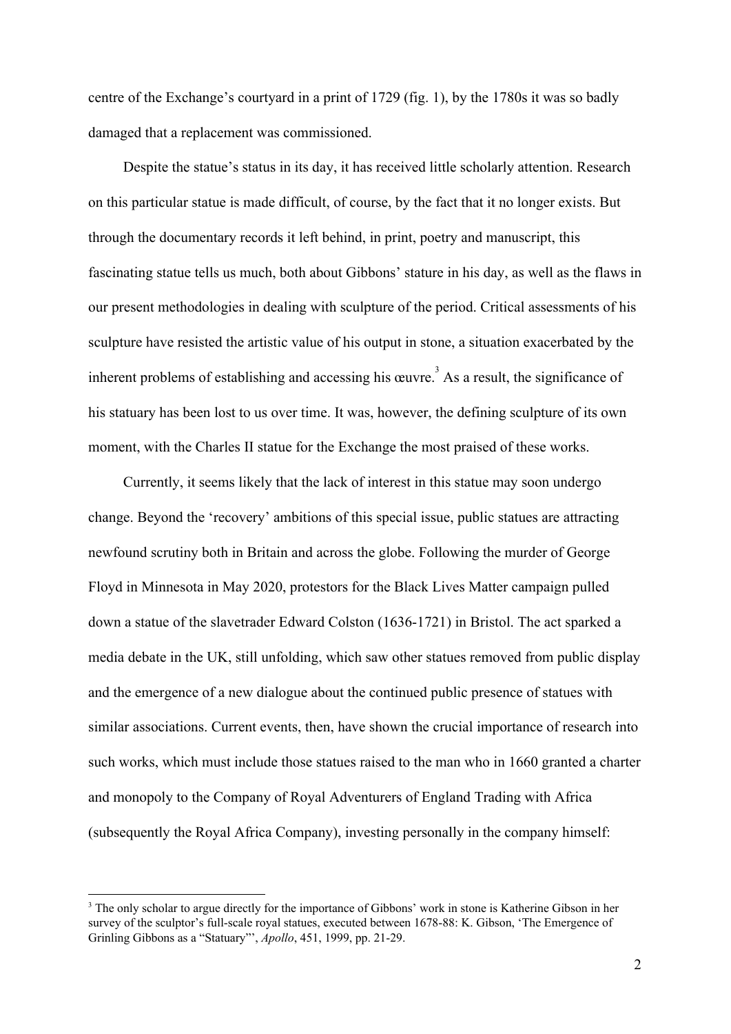centre of the Exchange's courtyard in a print of 1729 (fig. 1), by the 1780s it was so badly damaged that a replacement was commissioned.

Despite the statue's status in its day, it has received little scholarly attention. Research on this particular statue is made difficult, of course, by the fact that it no longer exists. But through the documentary records it left behind, in print, poetry and manuscript, this fascinating statue tells us much, both about Gibbons' stature in his day, as well as the flaws in our present methodologies in dealing with sculpture of the period. Critical assessments of his sculpture have resisted the artistic value of his output in stone, a situation exacerbated by the inherent problems of establishing and accessing his œuvre.[3] As a result, the significance of his statuary has been lost to us over time. It was, however, the defining sculpture of its own moment, with the Charles II statue for the Exchange the most praised of these works.

Currently, it seems likely that the lack of interest in this statue may soon undergo change. Beyond the 'recovery' ambitions of this special issue, public statues are attracting newfound scrutiny both in Britain and across the globe. Following the murder of George Floyd in Minnesota in May 2020, protestors for the Black Lives Matter campaign pulled down a statue of the slavetrader Edward Colston (1636-1721) in Bristol. The act sparked a media debate in the UK, still unfolding, which saw other statues removed from public display and the emergence of a new dialogue about the continued public presence of statues with similar associations. Current events, then, have shown the crucial importance of research into such works, which must include those statues raised to the man who in 1660 granted a charter and monopoly to the Company of Royal Adventurers of England Trading with Africa (subsequently the Royal Africa Company), investing personally in the company himself:

---

[3] The only scholar to argue directly for the importance of Gibbons' work in stone is Katherine Gibson in her survey of the sculptor's full-scale royal statues, executed between 1678-88: K. Gibson, 'The Emergence of Grinling Gibbons as a "Statuary"', *Apollo*, 451, 1999, pp. 21-29.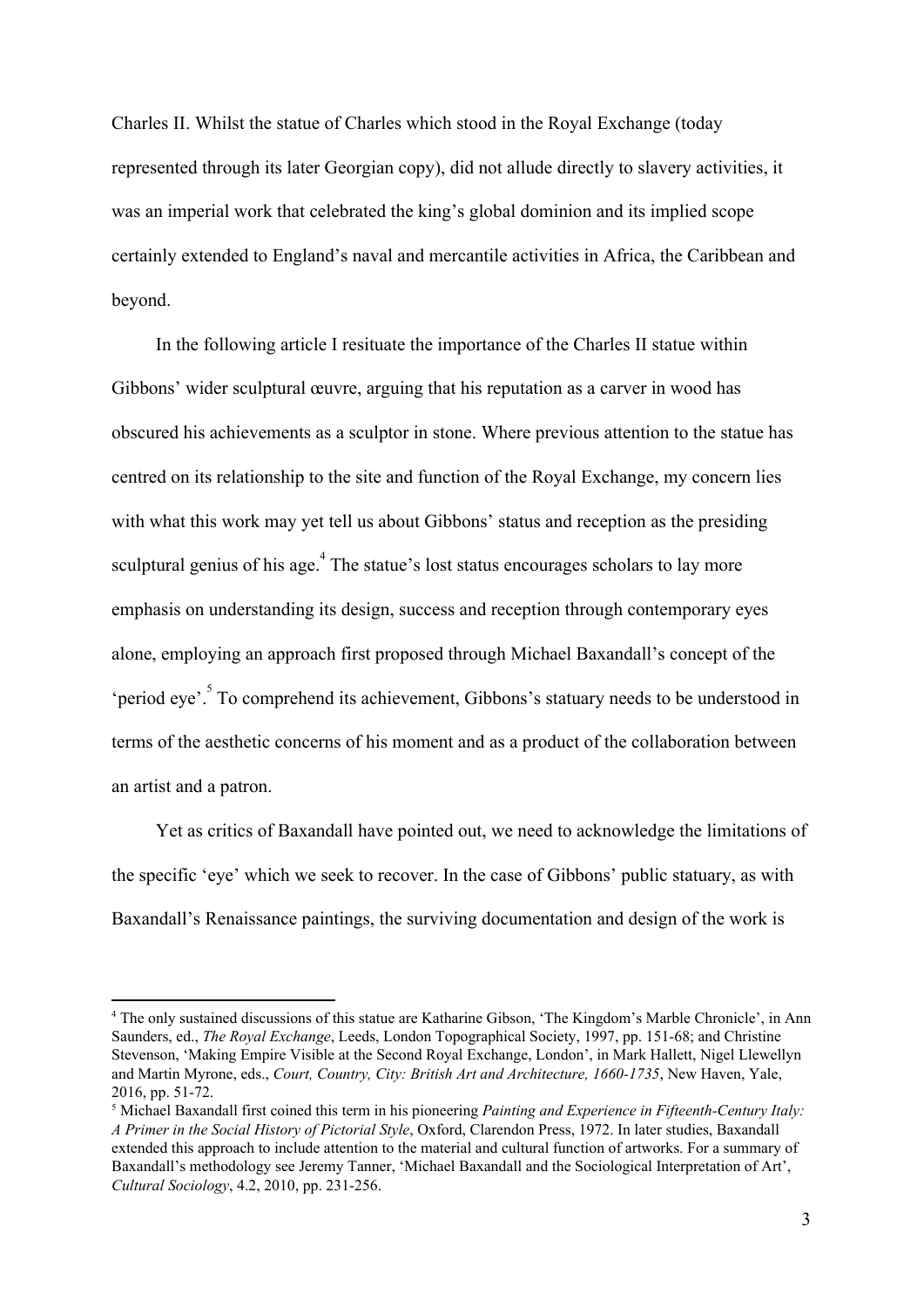Charles II. Whilst the statue of Charles which stood in the Royal Exchange (today represented through its later Georgian copy), did not allude directly to slavery activities, it was an imperial work that celebrated the king's global dominion and its implied scope certainly extended to England's naval and mercantile activities in Africa, the Caribbean and beyond.

In the following article I resituate the importance of the Charles II statue within Gibbons' wider sculptural œuvre, arguing that his reputation as a carver in wood has obscured his achievements as a sculptor in stone. Where previous attention to the statue has centred on its relationship to the site and function of the Royal Exchange, my concern lies with what this work may yet tell us about Gibbons' status and reception as the presiding sculptural genius of his age.[4] The statue's lost status encourages scholars to lay more emphasis on understanding its design, success and reception through contemporary eyes alone, employing an approach first proposed through Michael Baxandall's concept of the 'period eye'.[5] To comprehend its achievement, Gibbons's statuary needs to be understood in terms of the aesthetic concerns of his moment and as a product of the collaboration between an artist and a patron.

Yet as critics of Baxandall have pointed out, we need to acknowledge the limitations of the specific 'eye' which we seek to recover. In the case of Gibbons' public statuary, as with Baxandall's Renaissance paintings, the surviving documentation and design of the work is

[4] The only sustained discussions of this statue are Katharine Gibson, 'The Kingdom's Marble Chronicle', in Ann Saunders, ed., *The Royal Exchange*, Leeds, London Topographical Society, 1997, pp. 151-68; and Christine Stevenson, 'Making Empire Visible at the Second Royal Exchange, London', in Mark Hallett, Nigel Llewellyn and Martin Myrone, eds., *Court, Country, City: British Art and Architecture, 1660-1735*, New Haven, Yale, 2016, pp. 51-72.

[5] Michael Baxandall first coined this term in his pioneering *Painting and Experience in Fifteenth-Century Italy: A Primer in the Social History of Pictorial Style*, Oxford, Clarendon Press, 1972. In later studies, Baxandall extended this approach to include attention to the material and cultural function of artworks. For a summary of Baxandall's methodology see Jeremy Tanner, 'Michael Baxandall and the Sociological Interpretation of Art', *Cultural Sociology*, 4.2, 2010, pp. 231-256.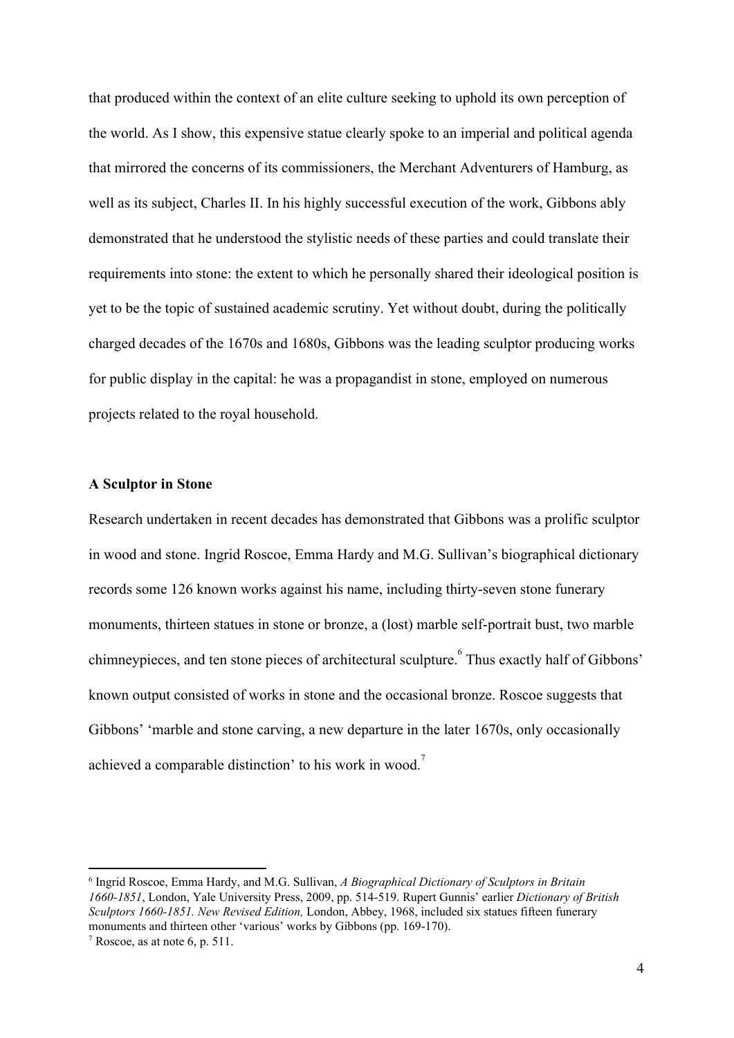that produced within the context of an elite culture seeking to uphold its own perception of the world. As I show, this expensive statue clearly spoke to an imperial and political agenda that mirrored the concerns of its commissioners, the Merchant Adventurers of Hamburg, as well as its subject, Charles II. In his highly successful execution of the work, Gibbons ably demonstrated that he understood the stylistic needs of these parties and could translate their requirements into stone: the extent to which he personally shared their ideological position is yet to be the topic of sustained academic scrutiny. Yet without doubt, during the politically charged decades of the 1670s and 1680s, Gibbons was the leading sculptor producing works for public display in the capital: he was a propagandist in stone, employed on numerous projects related to the royal household.

**A Sculptor in Stone**

Research undertaken in recent decades has demonstrated that Gibbons was a prolific sculptor in wood and stone. Ingrid Roscoe, Emma Hardy and M.G. Sullivan's biographical dictionary records some 126 known works against his name, including thirty-seven stone funerary monuments, thirteen statues in stone or bronze, a (lost) marble self-portrait bust, two marble chimneypieces, and ten stone pieces of architectural sculpture.[6] Thus exactly half of Gibbons' known output consisted of works in stone and the occasional bronze. Roscoe suggests that Gibbons' 'marble and stone carving, a new departure in the later 1670s, only occasionally achieved a comparable distinction' to his work in wood.[7]

---

[6] Ingrid Roscoe, Emma Hardy, and M.G. Sullivan, *A Biographical Dictionary of Sculptors in Britain 1660-1851*, London, Yale University Press, 2009, pp. 514-519. Rupert Gunnis' earlier *Dictionary of British Sculptors 1660-1851. New Revised Edition,* London, Abbey, 1968, included six statues fifteen funerary monuments and thirteen other 'various' works by Gibbons (pp. 169-170).

[7] Roscoe, as at note 6, p. 511.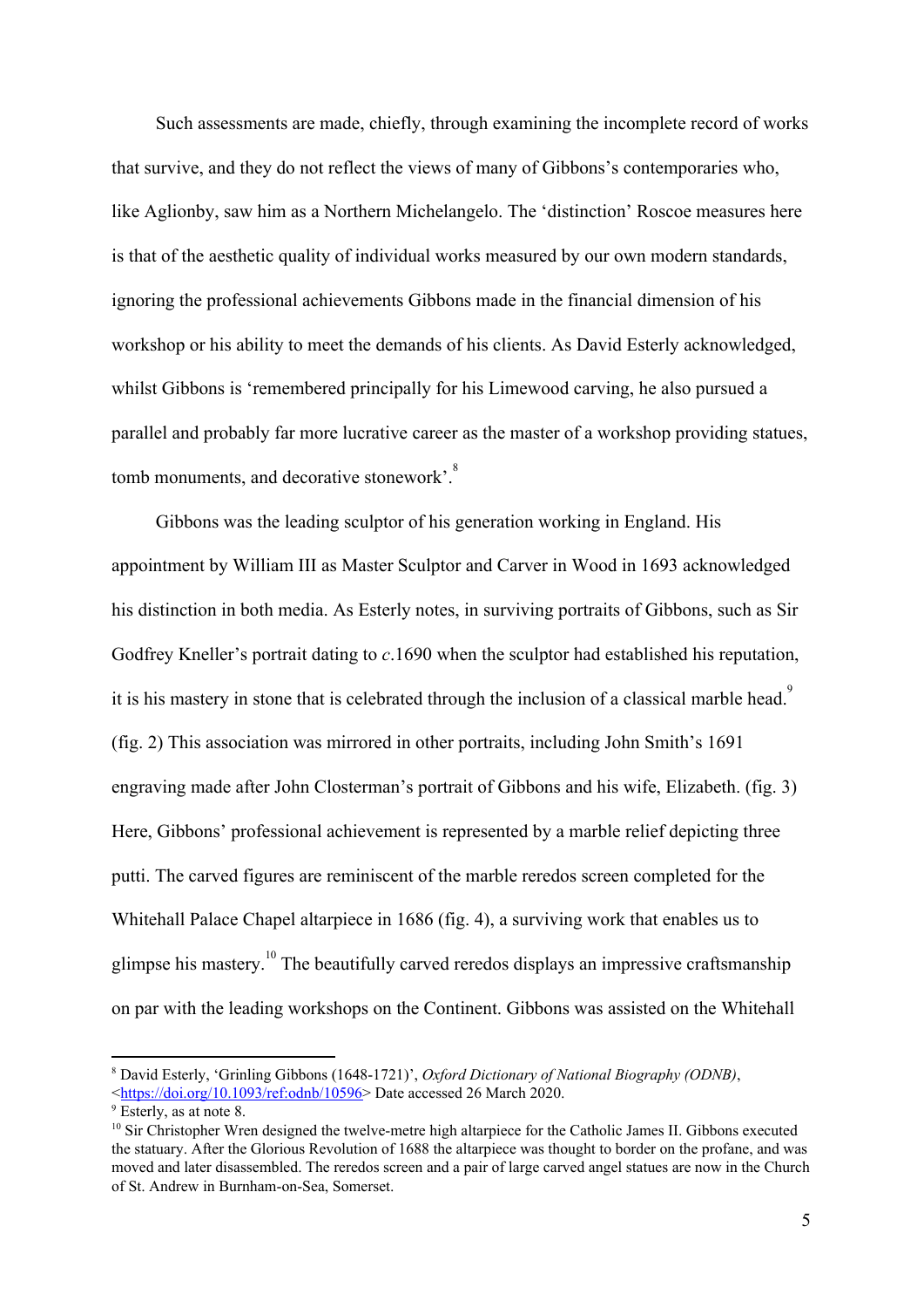Such assessments are made, chiefly, through examining the incomplete record of works that survive, and they do not reflect the views of many of Gibbons's contemporaries who, like Aglionby, saw him as a Northern Michelangelo. The 'distinction' Roscoe measures here is that of the aesthetic quality of individual works measured by our own modern standards, ignoring the professional achievements Gibbons made in the financial dimension of his workshop or his ability to meet the demands of his clients. As David Esterly acknowledged, whilst Gibbons is 'remembered principally for his Limewood carving, he also pursued a parallel and probably far more lucrative career as the master of a workshop providing statues, tomb monuments, and decorative stonework'.[8]

Gibbons was the leading sculptor of his generation working in England. His appointment by William III as Master Sculptor and Carver in Wood in 1693 acknowledged his distinction in both media. As Esterly notes, in surviving portraits of Gibbons, such as Sir Godfrey Kneller's portrait dating to *c*.1690 when the sculptor had established his reputation, it is his mastery in stone that is celebrated through the inclusion of a classical marble head.[9] (fig. 2) This association was mirrored in other portraits, including John Smith's 1691 engraving made after John Closterman's portrait of Gibbons and his wife, Elizabeth. (fig. 3) Here, Gibbons' professional achievement is represented by a marble relief depicting three putti. The carved figures are reminiscent of the marble reredos screen completed for the Whitehall Palace Chapel altarpiece in 1686 (fig. 4), a surviving work that enables us to glimpse his mastery.[10] The beautifully carved reredos displays an impressive craftsmanship on par with the leading workshops on the Continent. Gibbons was assisted on the Whitehall

---

[8] David Esterly, 'Grinling Gibbons (1648-1721)', *Oxford Dictionary of National Biography (ODNB)*, <https://doi.org/10.1093/ref:odnb/10596> Date accessed 26 March 2020.

[9] Esterly, as at note 8.

[10] Sir Christopher Wren designed the twelve-metre high altarpiece for the Catholic James II. Gibbons executed the statuary. After the Glorious Revolution of 1688 the altarpiece was thought to border on the profane, and was moved and later disassembled. The reredos screen and a pair of large carved angel statues are now in the Church of St. Andrew in Burnham-on-Sea, Somerset.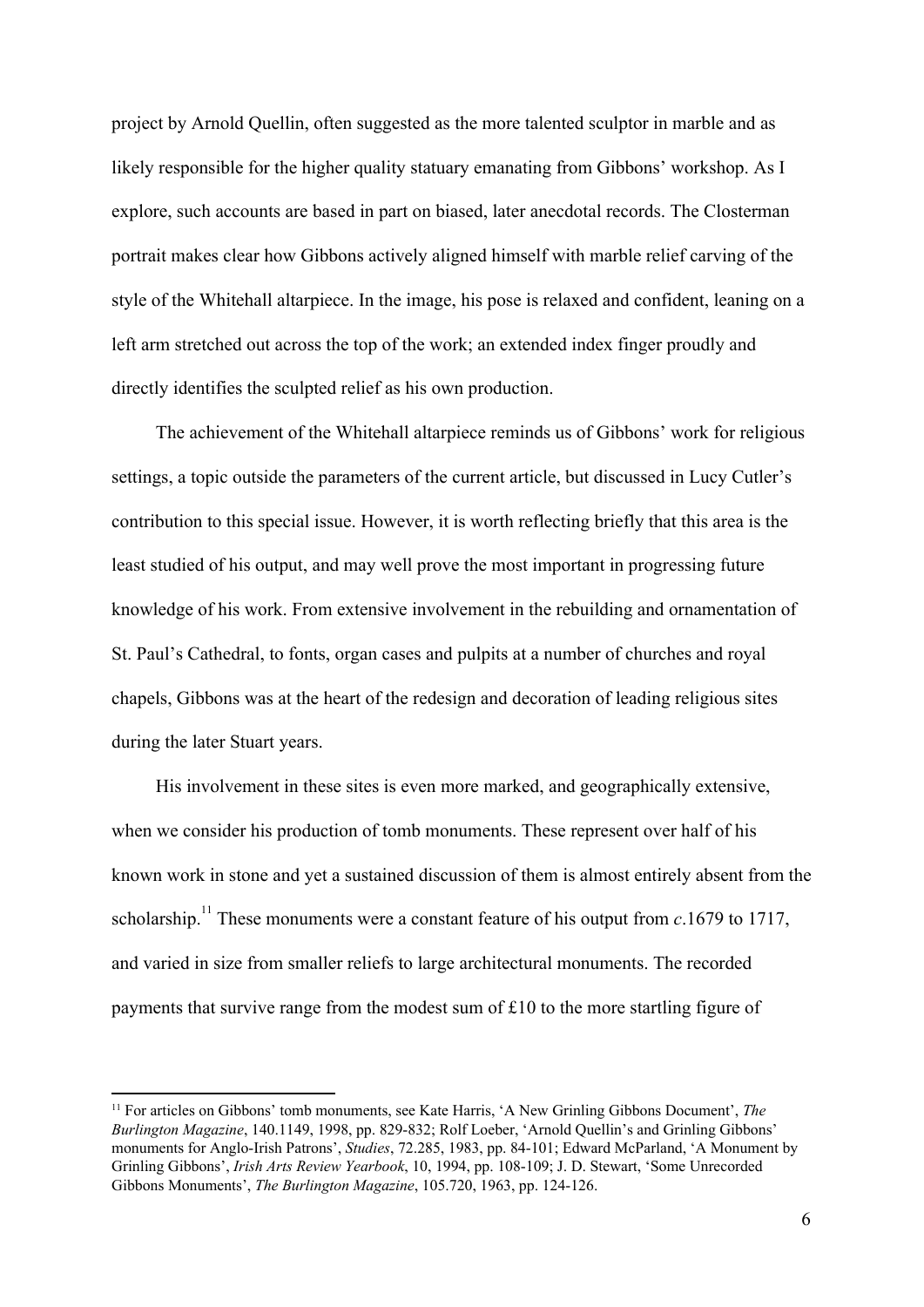project by Arnold Quellin, often suggested as the more talented sculptor in marble and as likely responsible for the higher quality statuary emanating from Gibbons' workshop. As I explore, such accounts are based in part on biased, later anecdotal records. The Closterman portrait makes clear how Gibbons actively aligned himself with marble relief carving of the style of the Whitehall altarpiece. In the image, his pose is relaxed and confident, leaning on a left arm stretched out across the top of the work; an extended index finger proudly and directly identifies the sculpted relief as his own production.

The achievement of the Whitehall altarpiece reminds us of Gibbons' work for religious settings, a topic outside the parameters of the current article, but discussed in Lucy Cutler's contribution to this special issue. However, it is worth reflecting briefly that this area is the least studied of his output, and may well prove the most important in progressing future knowledge of his work. From extensive involvement in the rebuilding and ornamentation of St. Paul's Cathedral, to fonts, organ cases and pulpits at a number of churches and royal chapels, Gibbons was at the heart of the redesign and decoration of leading religious sites during the later Stuart years.

His involvement in these sites is even more marked, and geographically extensive, when we consider his production of tomb monuments. These represent over half of his known work in stone and yet a sustained discussion of them is almost entirely absent from the scholarship.[11] These monuments were a constant feature of his output from *c*.1679 to 1717, and varied in size from smaller reliefs to large architectural monuments. The recorded payments that survive range from the modest sum of £10 to the more startling figure of

---

[11] For articles on Gibbons' tomb monuments, see Kate Harris, 'A New Grinling Gibbons Document', *The Burlington Magazine*, 140.1149, 1998, pp. 829-832; Rolf Loeber, 'Arnold Quellin's and Grinling Gibbons' monuments for Anglo-Irish Patrons', *Studies*, 72.285, 1983, pp. 84-101; Edward McParland, 'A Monument by Grinling Gibbons', *Irish Arts Review Yearbook*, 10, 1994, pp. 108-109; J. D. Stewart, 'Some Unrecorded Gibbons Monuments', *The Burlington Magazine*, 105.720, 1963, pp. 124-126.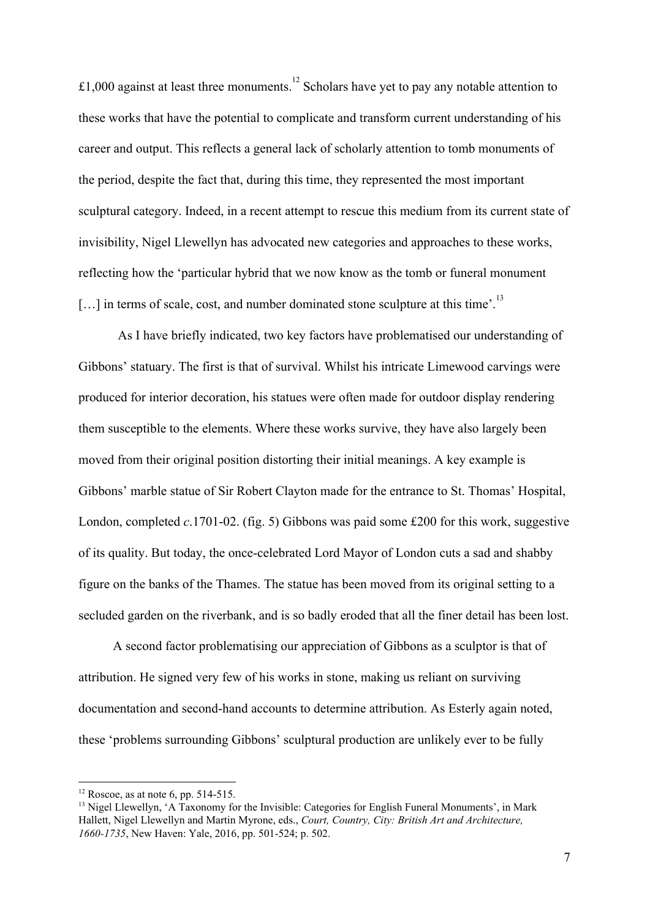£1,000 against at least three monuments.[12] Scholars have yet to pay any notable attention to these works that have the potential to complicate and transform current understanding of his career and output. This reflects a general lack of scholarly attention to tomb monuments of the period, despite the fact that, during this time, they represented the most important sculptural category. Indeed, in a recent attempt to rescue this medium from its current state of invisibility, Nigel Llewellyn has advocated new categories and approaches to these works, reflecting how the 'particular hybrid that we now know as the tomb or funeral monument […] in terms of scale, cost, and number dominated stone sculpture at this time'.[13]

As I have briefly indicated, two key factors have problematised our understanding of Gibbons' statuary. The first is that of survival. Whilst his intricate Limewood carvings were produced for interior decoration, his statues were often made for outdoor display rendering them susceptible to the elements. Where these works survive, they have also largely been moved from their original position distorting their initial meanings. A key example is Gibbons' marble statue of Sir Robert Clayton made for the entrance to St. Thomas' Hospital, London, completed *c*.1701-02. (fig. 5) Gibbons was paid some £200 for this work, suggestive of its quality. But today, the once-celebrated Lord Mayor of London cuts a sad and shabby figure on the banks of the Thames. The statue has been moved from its original setting to a secluded garden on the riverbank, and is so badly eroded that all the finer detail has been lost.

A second factor problematising our appreciation of Gibbons as a sculptor is that of attribution. He signed very few of his works in stone, making us reliant on surviving documentation and second-hand accounts to determine attribution. As Esterly again noted, these 'problems surrounding Gibbons' sculptural production are unlikely ever to be fully

---

[12] Roscoe, as at note 6, pp. 514-515.

[13] Nigel Llewellyn, 'A Taxonomy for the Invisible: Categories for English Funeral Monuments', in Mark Hallett, Nigel Llewellyn and Martin Myrone, eds., *Court, Country, City: British Art and Architecture, 1660-1735*, New Haven: Yale, 2016, pp. 501-524; p. 502.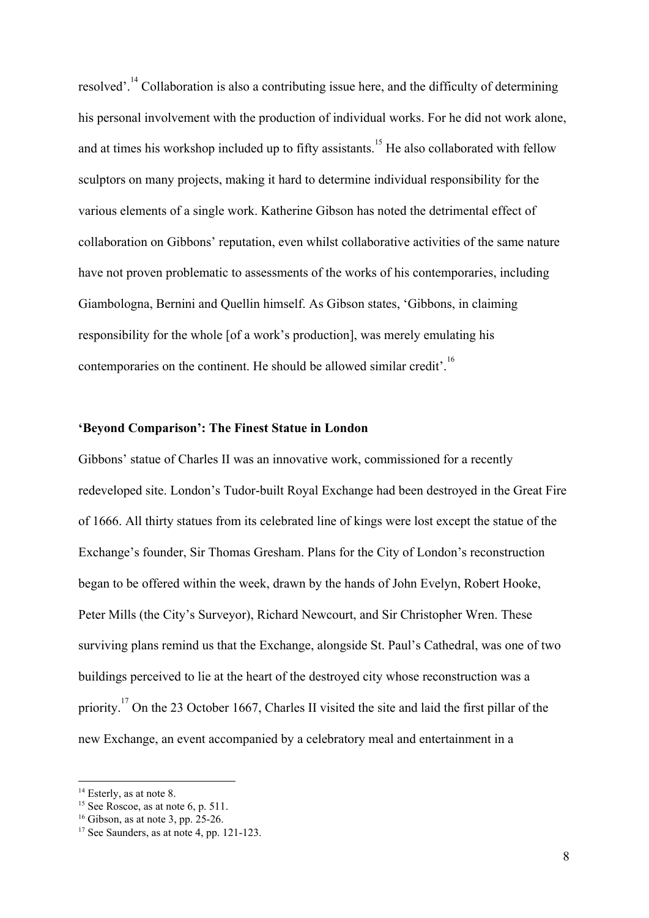resolved'.[14] Collaboration is also a contributing issue here, and the difficulty of determining his personal involvement with the production of individual works. For he did not work alone, and at times his workshop included up to fifty assistants.[15] He also collaborated with fellow sculptors on many projects, making it hard to determine individual responsibility for the various elements of a single work. Katherine Gibson has noted the detrimental effect of collaboration on Gibbons' reputation, even whilst collaborative activities of the same nature have not proven problematic to assessments of the works of his contemporaries, including Giambologna, Bernini and Quellin himself. As Gibson states, 'Gibbons, in claiming responsibility for the whole [of a work's production], was merely emulating his contemporaries on the continent. He should be allowed similar credit'.[16]

## 'Beyond Comparison': The Finest Statue in London

Gibbons' statue of Charles II was an innovative work, commissioned for a recently redeveloped site. London's Tudor-built Royal Exchange had been destroyed in the Great Fire of 1666. All thirty statues from its celebrated line of kings were lost except the statue of the Exchange's founder, Sir Thomas Gresham. Plans for the City of London's reconstruction began to be offered within the week, drawn by the hands of John Evelyn, Robert Hooke, Peter Mills (the City's Surveyor), Richard Newcourt, and Sir Christopher Wren. These surviving plans remind us that the Exchange, alongside St. Paul's Cathedral, was one of two buildings perceived to lie at the heart of the destroyed city whose reconstruction was a priority.[17] On the 23 October 1667, Charles II visited the site and laid the first pillar of the new Exchange, an event accompanied by a celebratory meal and entertainment in a

---

[14] Esterly, as at note 8.

[15] See Roscoe, as at note 6, p. 511.

[16] Gibson, as at note 3, pp. 25-26.

[17] See Saunders, as at note 4, pp. 121-123.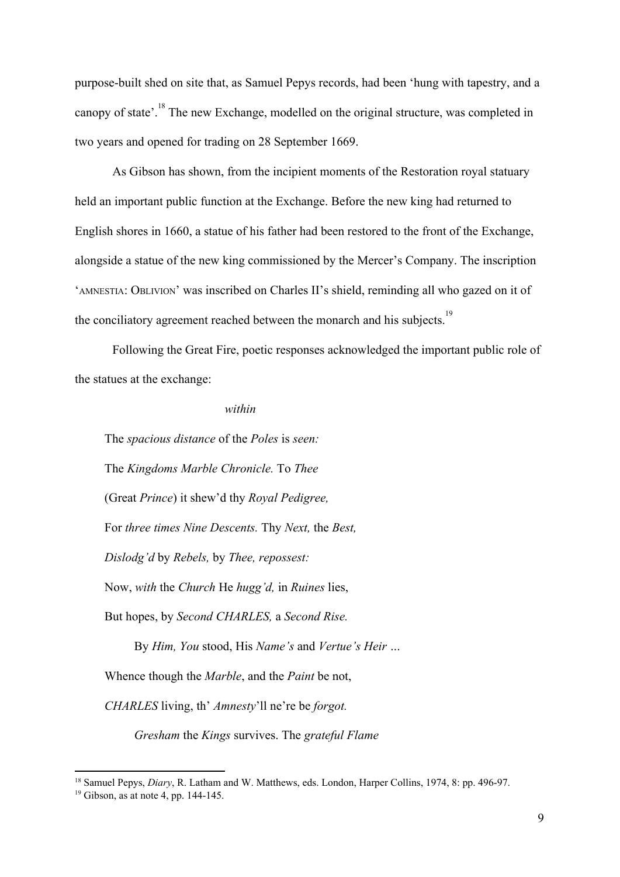purpose-built shed on site that, as Samuel Pepys records, had been 'hung with tapestry, and a canopy of state'.[18] The new Exchange, modelled on the original structure, was completed in two years and opened for trading on 28 September 1669.

As Gibson has shown, from the incipient moments of the Restoration royal statuary held an important public function at the Exchange. Before the new king had returned to English shores in 1660, a statue of his father had been restored to the front of the Exchange, alongside a statue of the new king commissioned by the Mercer's Company. The inscription 'AMNESTIA: OBLIVION' was inscribed on Charles II's shield, reminding all who gazed on it of the conciliatory agreement reached between the monarch and his subjects.[19]

Following the Great Fire, poetic responses acknowledged the important public role of the statues at the exchange:

> *within*
>
> The *spacious distance* of the *Poles* is *seen:*
>
> The *Kingdoms Marble Chronicle.* To *Thee*
>
> (Great *Prince*) it shew'd thy *Royal Pedigree,*
>
> For *three times Nine Descents.* Thy *Next,* the *Best,*
>
> *Dislodg'd* by *Rebels,* by *Thee, repossest:*
>
> Now, *with* the *Church* He *hugg'd,* in *Ruines* lies,
>
> But hopes, by *Second CHARLES,* a *Second Rise.*
>
> By *Him, You* stood, His *Name's* and *Vertue's Heir …*
>
> Whence though the *Marble*, and the *Paint* be not,
>
> *CHARLES* living, th' *Amnesty*'ll ne're be *forgot.*
>
> *Gresham* the *Kings* survives. The *grateful Flame*

---

[18] Samuel Pepys, *Diary*, R. Latham and W. Matthews, eds. London, Harper Collins, 1974, 8: pp. 496-97.

[19] Gibson, as at note 4, pp. 144-145.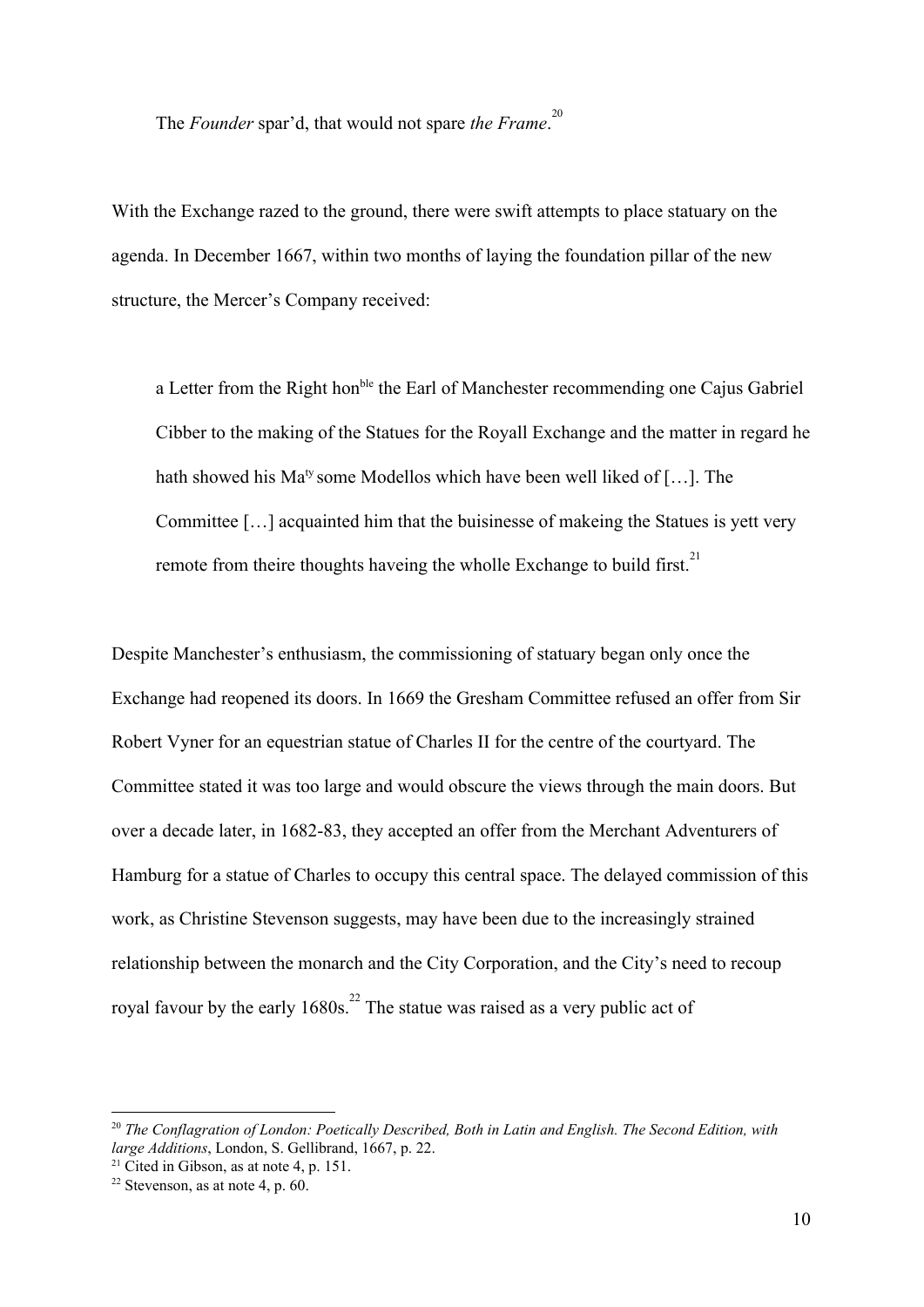The *Founder* spar'd, that would not spare *the Frame*.[20]

With the Exchange razed to the ground, there were swift attempts to place statuary on the agenda. In December 1667, within two months of laying the foundation pillar of the new structure, the Mercer's Company received:

> a Letter from the Right hon[ble] the Earl of Manchester recommending one Cajus Gabriel Cibber to the making of the Statues for the Royall Exchange and the matter in regard he hath showed his Ma[ty] some Modellos which have been well liked of […]. The Committee […] acquainted him that the buisinesse of makeing the Statues is yett very remote from theire thoughts haveing the wholle Exchange to build first.[21]

Despite Manchester's enthusiasm, the commissioning of statuary began only once the Exchange had reopened its doors. In 1669 the Gresham Committee refused an offer from Sir Robert Vyner for an equestrian statue of Charles II for the centre of the courtyard. The Committee stated it was too large and would obscure the views through the main doors. But over a decade later, in 1682-83, they accepted an offer from the Merchant Adventurers of Hamburg for a statue of Charles to occupy this central space. The delayed commission of this work, as Christine Stevenson suggests, may have been due to the increasingly strained relationship between the monarch and the City Corporation, and the City's need to recoup royal favour by the early 1680s.[22] The statue was raised as a very public act of

---

[20] *The Conflagration of London: Poetically Described, Both in Latin and English. The Second Edition, with large Additions*, London, S. Gellibrand, 1667, p. 22.

[21] Cited in Gibson, as at note 4, p. 151.

[22] Stevenson, as at note 4, p. 60.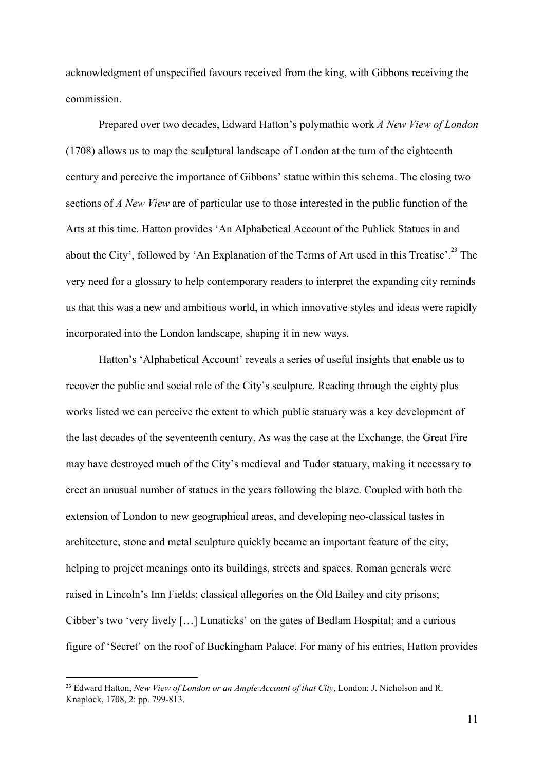acknowledgment of unspecified favours received from the king, with Gibbons receiving the commission.

Prepared over two decades, Edward Hatton's polymathic work *A New View of London* (1708) allows us to map the sculptural landscape of London at the turn of the eighteenth century and perceive the importance of Gibbons' statue within this schema. The closing two sections of *A New View* are of particular use to those interested in the public function of the Arts at this time. Hatton provides 'An Alphabetical Account of the Publick Statues in and about the City', followed by 'An Explanation of the Terms of Art used in this Treatise'.[23] The very need for a glossary to help contemporary readers to interpret the expanding city reminds us that this was a new and ambitious world, in which innovative styles and ideas were rapidly incorporated into the London landscape, shaping it in new ways.

Hatton's 'Alphabetical Account' reveals a series of useful insights that enable us to recover the public and social role of the City's sculpture. Reading through the eighty plus works listed we can perceive the extent to which public statuary was a key development of the last decades of the seventeenth century. As was the case at the Exchange, the Great Fire may have destroyed much of the City's medieval and Tudor statuary, making it necessary to erect an unusual number of statues in the years following the blaze. Coupled with both the extension of London to new geographical areas, and developing neo-classical tastes in architecture, stone and metal sculpture quickly became an important feature of the city, helping to project meanings onto its buildings, streets and spaces. Roman generals were raised in Lincoln's Inn Fields; classical allegories on the Old Bailey and city prisons; Cibber's two 'very lively […] Lunaticks' on the gates of Bedlam Hospital; and a curious figure of 'Secret' on the roof of Buckingham Palace. For many of his entries, Hatton provides

[23] Edward Hatton, *New View of London or an Ample Account of that City*, London: J. Nicholson and R. Knaplock, 1708, 2: pp. 799-813.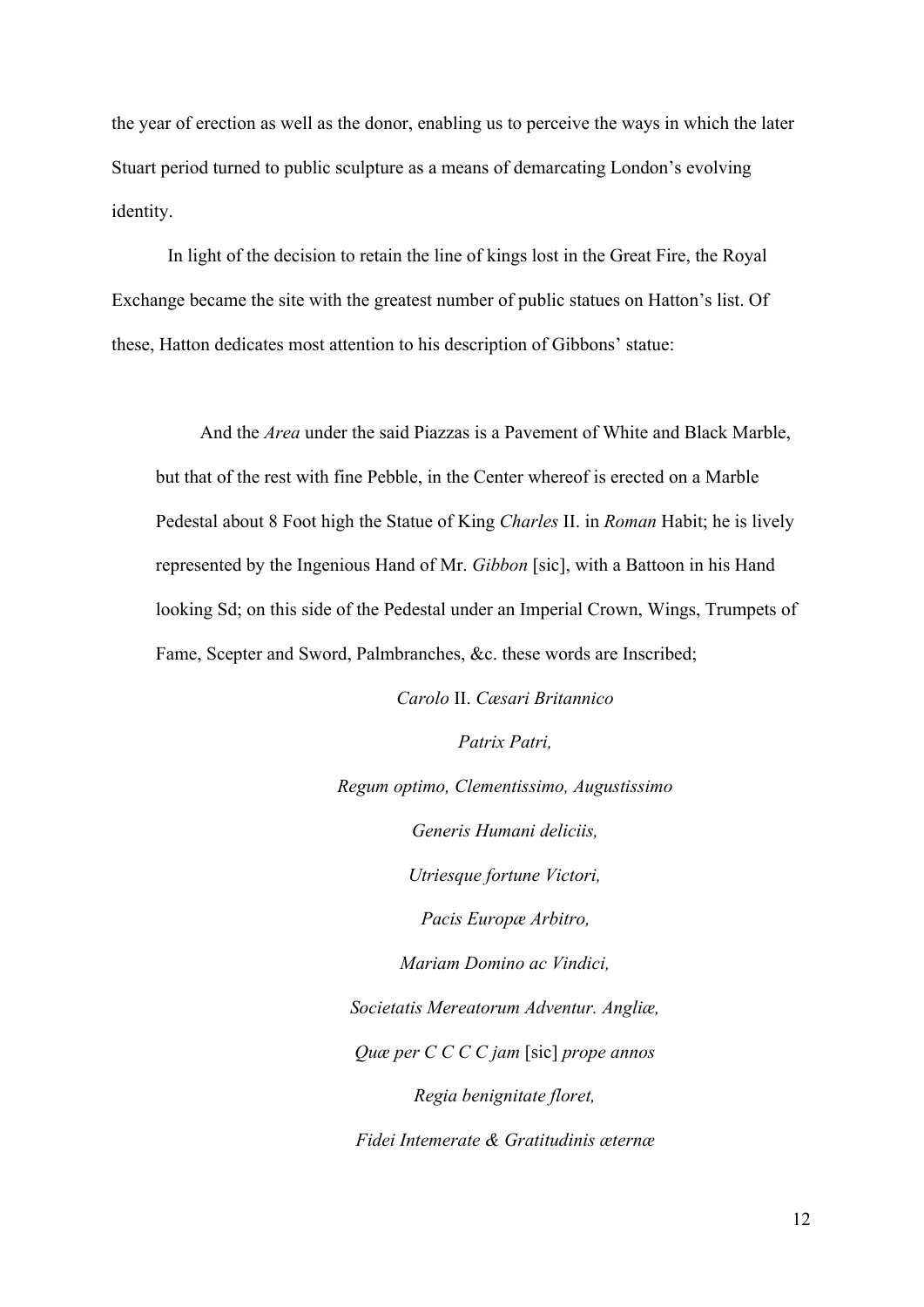the year of erection as well as the donor, enabling us to perceive the ways in which the later Stuart period turned to public sculpture as a means of demarcating London's evolving identity.

In light of the decision to retain the line of kings lost in the Great Fire, the Royal Exchange became the site with the greatest number of public statues on Hatton's list. Of these, Hatton dedicates most attention to his description of Gibbons' statue:

> And the *Area* under the said Piazzas is a Pavement of White and Black Marble, but that of the rest with fine Pebble, in the Center whereof is erected on a Marble Pedestal about 8 Foot high the Statue of King *Charles* II. in *Roman* Habit; he is lively represented by the Ingenious Hand of Mr. *Gibbon* [sic], with a Battoon in his Hand looking Sd; on this side of the Pedestal under an Imperial Crown, Wings, Trumpets of Fame, Scepter and Sword, Palmbranches, &c. these words are Inscribed;
>
> *Carolo* II. *Cæsari Britannico*
>
> *Patrix Patri,*
>
> *Regum optimo, Clementissimo, Augustissimo*
>
> *Generis Humani deliciis,*
>
> *Utriesque fortune Victori,*
>
> *Pacis Europæ Arbitro,*
>
> *Mariam Domino ac Vindici,*
>
> *Societatis Mereatorum Adventur. Angliæ,*
>
> *Quæ per C C C C jam* [sic] *prope annos*
>
> *Regia benignitate floret,*
>
> *Fidei Intemerate & Gratitudinis æternæ*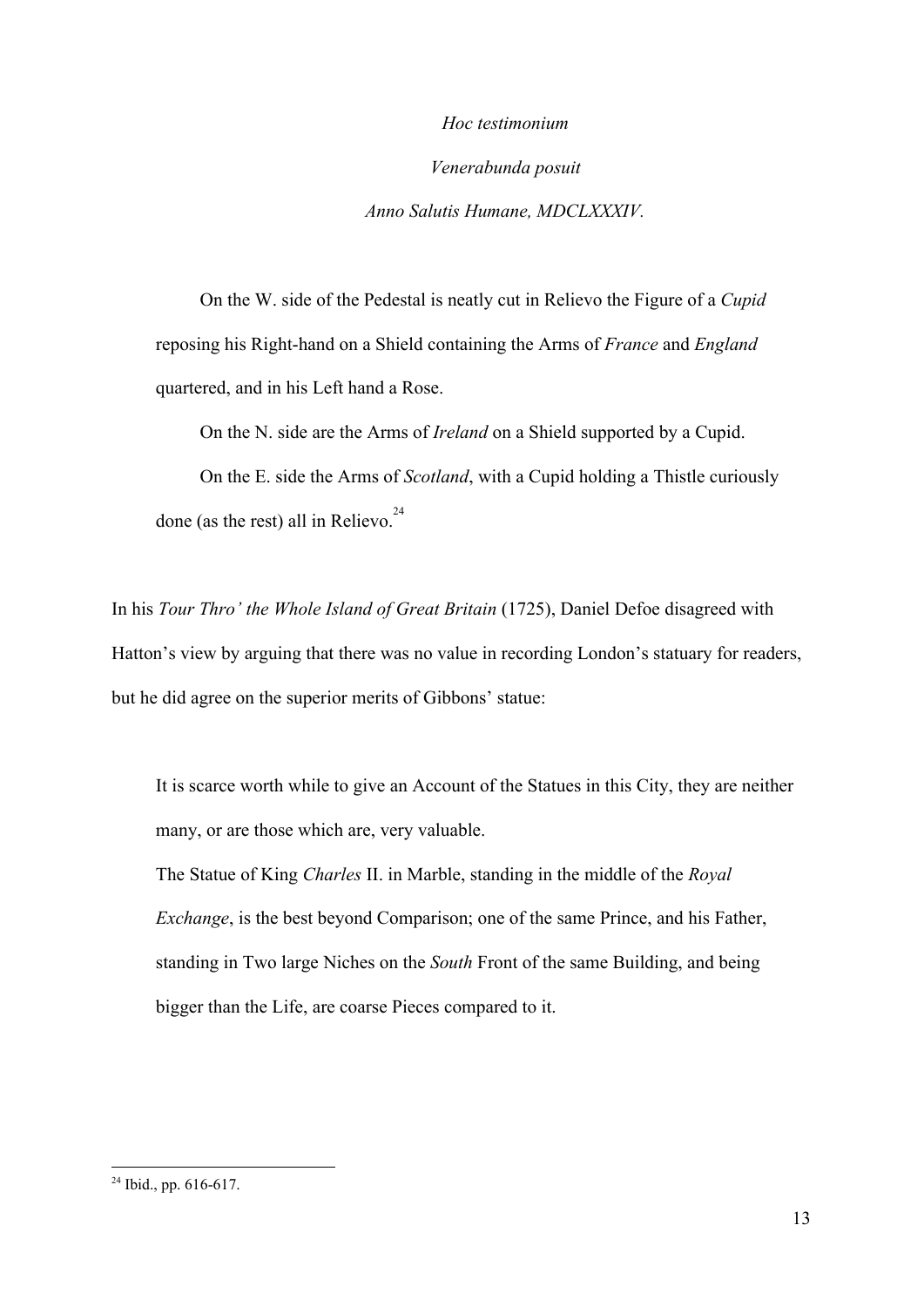*Hoc testimonium*

*Venerabunda posuit*

*Anno Salutis Humane, MDCLXXXIV.*

On the W. side of the Pedestal is neatly cut in Relievo the Figure of a *Cupid* reposing his Right-hand on a Shield containing the Arms of *France* and *England* quartered, and in his Left hand a Rose.

On the N. side are the Arms of *Ireland* on a Shield supported by a Cupid.

On the E. side the Arms of *Scotland*, with a Cupid holding a Thistle curiously done (as the rest) all in Relievo.[24]

In his *Tour Thro' the Whole Island of Great Britain* (1725), Daniel Defoe disagreed with Hatton's view by arguing that there was no value in recording London's statuary for readers, but he did agree on the superior merits of Gibbons' statue:

> It is scarce worth while to give an Account of the Statues in this City, they are neither many, or are those which are, very valuable.
>
> The Statue of King *Charles* II. in Marble, standing in the middle of the *Royal Exchange*, is the best beyond Comparison; one of the same Prince, and his Father, standing in Two large Niches on the *South* Front of the same Building, and being bigger than the Life, are coarse Pieces compared to it.

---

[24] Ibid., pp. 616-617.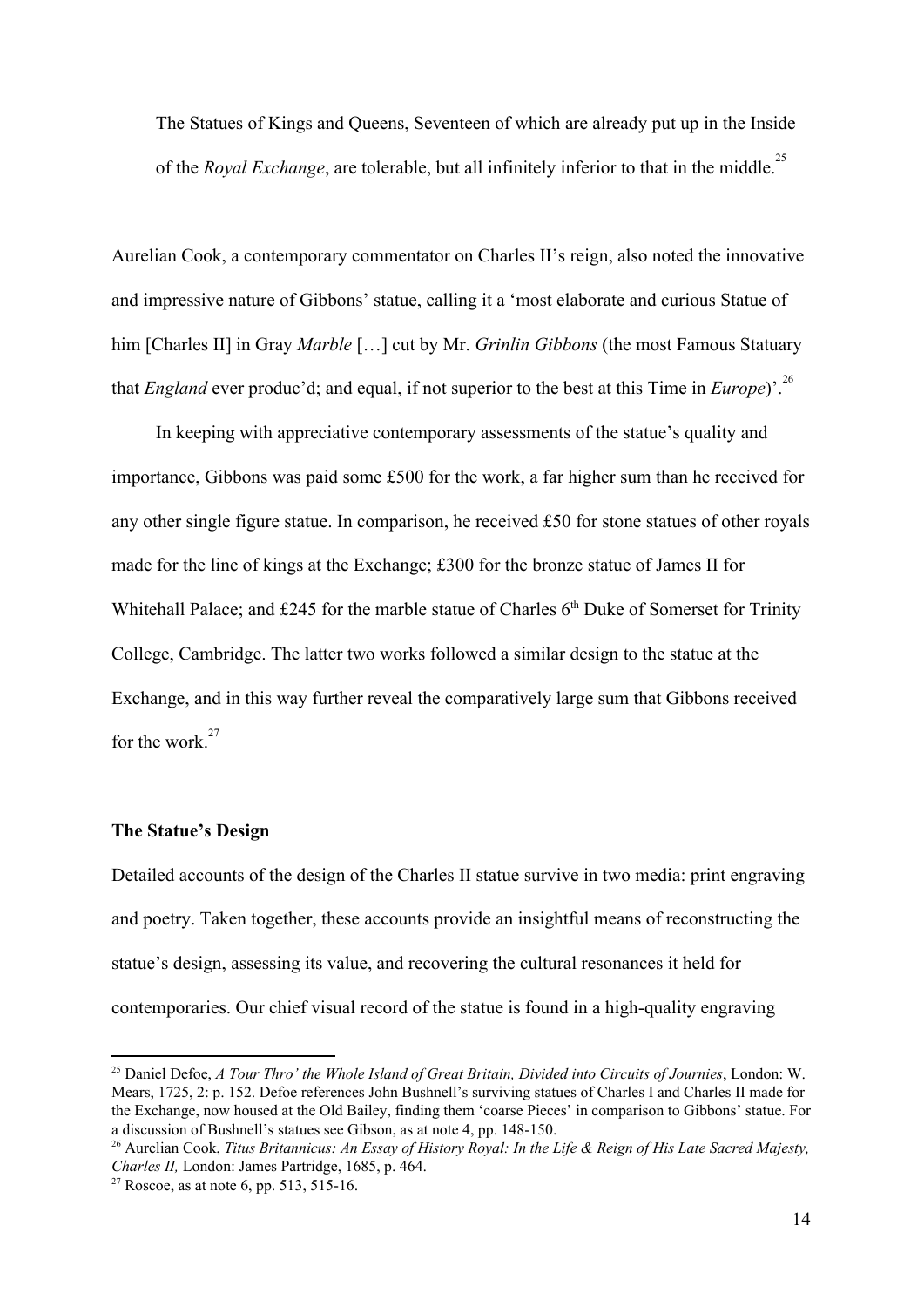> The Statues of Kings and Queens, Seventeen of which are already put up in the Inside of the *Royal Exchange*, are tolerable, but all infinitely inferior to that in the middle.[25]

Aurelian Cook, a contemporary commentator on Charles II's reign, also noted the innovative and impressive nature of Gibbons' statue, calling it a 'most elaborate and curious Statue of him [Charles II] in Gray *Marble* […] cut by Mr. *Grinlin Gibbons* (the most Famous Statuary that *England* ever produc'd; and equal, if not superior to the best at this Time in *Europe*)'.[26]

In keeping with appreciative contemporary assessments of the statue's quality and importance, Gibbons was paid some £500 for the work, a far higher sum than he received for any other single figure statue. In comparison, he received £50 for stone statues of other royals made for the line of kings at the Exchange; £300 for the bronze statue of James II for Whitehall Palace; and £245 for the marble statue of Charles 6th Duke of Somerset for Trinity College, Cambridge. The latter two works followed a similar design to the statue at the Exchange, and in this way further reveal the comparatively large sum that Gibbons received for the work.[27]

**The Statue's Design**

Detailed accounts of the design of the Charles II statue survive in two media: print engraving and poetry. Taken together, these accounts provide an insightful means of reconstructing the statue's design, assessing its value, and recovering the cultural resonances it held for contemporaries. Our chief visual record of the statue is found in a high-quality engraving

---

[25] Daniel Defoe, *A Tour Thro' the Whole Island of Great Britain, Divided into Circuits of Journies*, London: W. Mears, 1725, 2: p. 152. Defoe references John Bushnell's surviving statues of Charles I and Charles II made for the Exchange, now housed at the Old Bailey, finding them 'coarse Pieces' in comparison to Gibbons' statue. For a discussion of Bushnell's statues see Gibson, as at note 4, pp. 148-150.

[26] Aurelian Cook, *Titus Britannicus: An Essay of History Royal: In the Life & Reign of His Late Sacred Majesty, Charles II,* London: James Partridge, 1685, p. 464.

[27] Roscoe, as at note 6, pp. 513, 515-16.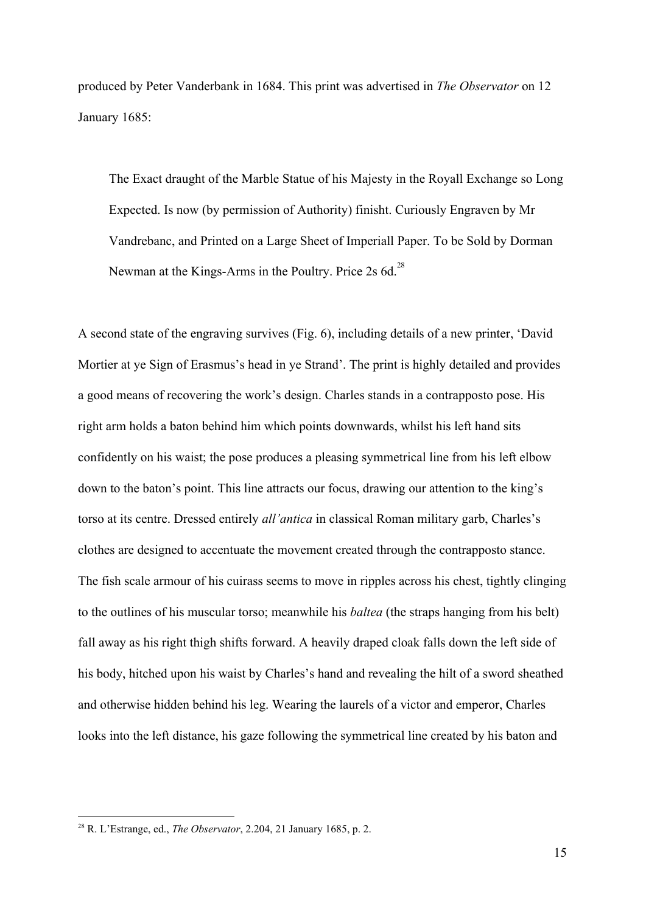produced by Peter Vanderbank in 1684. This print was advertised in *The Observator* on 12 January 1685:

> The Exact draught of the Marble Statue of his Majesty in the Royall Exchange so Long Expected. Is now (by permission of Authority) finisht. Curiously Engraven by Mr Vandrebanc, and Printed on a Large Sheet of Imperiall Paper. To be Sold by Dorman Newman at the Kings-Arms in the Poultry. Price 2s 6d.[28]

A second state of the engraving survives (Fig. 6), including details of a new printer, 'David Mortier at ye Sign of Erasmus's head in ye Strand'. The print is highly detailed and provides a good means of recovering the work's design. Charles stands in a contrapposto pose. His right arm holds a baton behind him which points downwards, whilst his left hand sits confidently on his waist; the pose produces a pleasing symmetrical line from his left elbow down to the baton's point. This line attracts our focus, drawing our attention to the king's torso at its centre. Dressed entirely *all'antica* in classical Roman military garb, Charles's clothes are designed to accentuate the movement created through the contrapposto stance. The fish scale armour of his cuirass seems to move in ripples across his chest, tightly clinging to the outlines of his muscular torso; meanwhile his *baltea* (the straps hanging from his belt) fall away as his right thigh shifts forward. A heavily draped cloak falls down the left side of his body, hitched upon his waist by Charles's hand and revealing the hilt of a sword sheathed and otherwise hidden behind his leg. Wearing the laurels of a victor and emperor, Charles looks into the left distance, his gaze following the symmetrical line created by his baton and

[28] R. L'Estrange, ed., *The Observator*, 2.204, 21 January 1685, p. 2.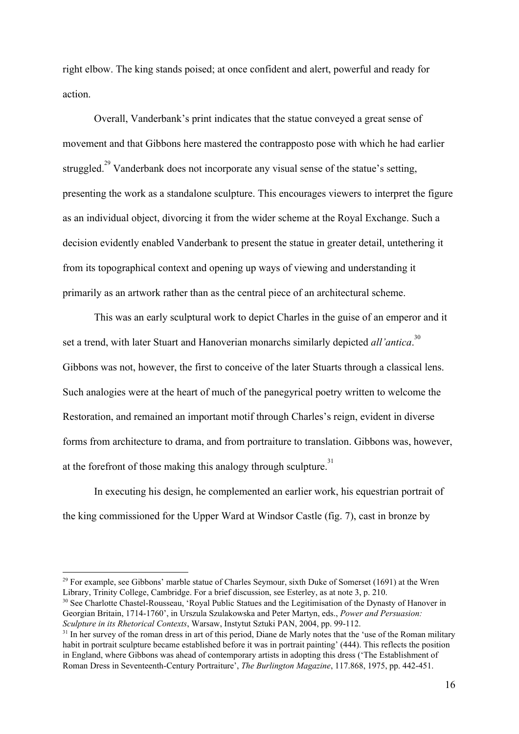right elbow. The king stands poised; at once confident and alert, powerful and ready for action.

Overall, Vanderbank's print indicates that the statue conveyed a great sense of movement and that Gibbons here mastered the contrapposto pose with which he had earlier struggled.[29] Vanderbank does not incorporate any visual sense of the statue's setting, presenting the work as a standalone sculpture. This encourages viewers to interpret the figure as an individual object, divorcing it from the wider scheme at the Royal Exchange. Such a decision evidently enabled Vanderbank to present the statue in greater detail, untethering it from its topographical context and opening up ways of viewing and understanding it primarily as an artwork rather than as the central piece of an architectural scheme.

This was an early sculptural work to depict Charles in the guise of an emperor and it set a trend, with later Stuart and Hanoverian monarchs similarly depicted *all'antica*.[30] Gibbons was not, however, the first to conceive of the later Stuarts through a classical lens. Such analogies were at the heart of much of the panegyrical poetry written to welcome the Restoration, and remained an important motif through Charles's reign, evident in diverse forms from architecture to drama, and from portraiture to translation. Gibbons was, however, at the forefront of those making this analogy through sculpture.[31]

In executing his design, he complemented an earlier work, his equestrian portrait of the king commissioned for the Upper Ward at Windsor Castle (fig. 7), cast in bronze by

---

[29] For example, see Gibbons' marble statue of Charles Seymour, sixth Duke of Somerset (1691) at the Wren Library, Trinity College, Cambridge. For a brief discussion, see Esterley, as at note 3, p. 210.

[30] See Charlotte Chastel-Rousseau, 'Royal Public Statues and the Legitimisation of the Dynasty of Hanover in Georgian Britain, 1714-1760', in Urszula Szulakowska and Peter Martyn, eds., *Power and Persuasion: Sculpture in its Rhetorical Contexts*, Warsaw, Instytut Sztuki PAN, 2004, pp. 99-112.

[31] In her survey of the roman dress in art of this period, Diane de Marly notes that the 'use of the Roman military habit in portrait sculpture became established before it was in portrait painting' (444). This reflects the position in England, where Gibbons was ahead of contemporary artists in adopting this dress ('The Establishment of Roman Dress in Seventeenth-Century Portraiture', *The Burlington Magazine*, 117.868, 1975, pp. 442-451.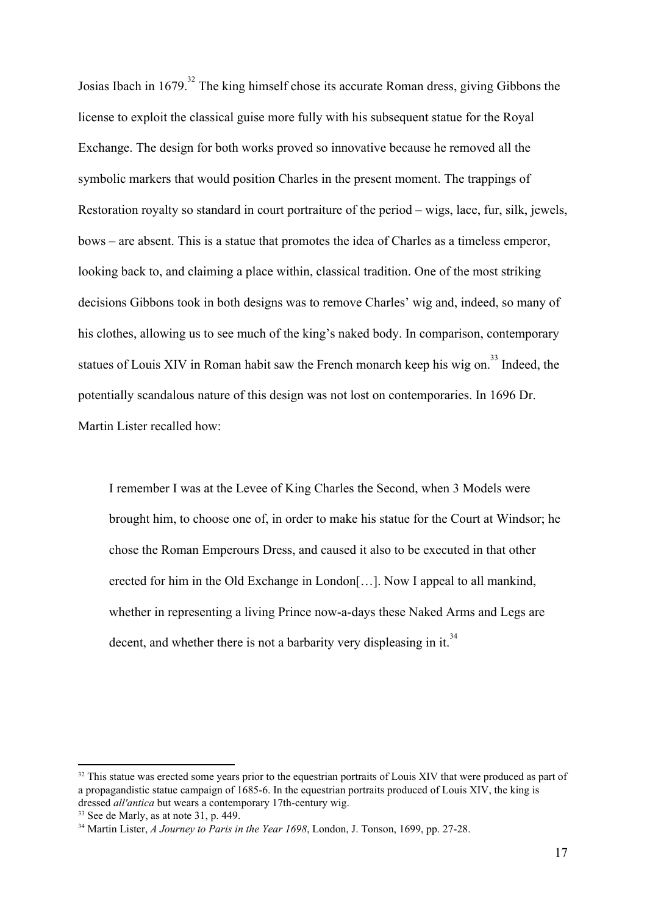Josias Ibach in 1679.[32] The king himself chose its accurate Roman dress, giving Gibbons the license to exploit the classical guise more fully with his subsequent statue for the Royal Exchange. The design for both works proved so innovative because he removed all the symbolic markers that would position Charles in the present moment. The trappings of Restoration royalty so standard in court portraiture of the period – wigs, lace, fur, silk, jewels, bows – are absent. This is a statue that promotes the idea of Charles as a timeless emperor, looking back to, and claiming a place within, classical tradition. One of the most striking decisions Gibbons took in both designs was to remove Charles' wig and, indeed, so many of his clothes, allowing us to see much of the king's naked body. In comparison, contemporary statues of Louis XIV in Roman habit saw the French monarch keep his wig on.[33] Indeed, the potentially scandalous nature of this design was not lost on contemporaries. In 1696 Dr. Martin Lister recalled how:

> I remember I was at the Levee of King Charles the Second, when 3 Models were brought him, to choose one of, in order to make his statue for the Court at Windsor; he chose the Roman Emperours Dress, and caused it also to be executed in that other erected for him in the Old Exchange in London[…]. Now I appeal to all mankind, whether in representing a living Prince now-a-days these Naked Arms and Legs are decent, and whether there is not a barbarity very displeasing in it.[34]

---

[32] This statue was erected some years prior to the equestrian portraits of Louis XIV that were produced as part of a propagandistic statue campaign of 1685-6. In the equestrian portraits produced of Louis XIV, the king is dressed *all'antica* but wears a contemporary 17th-century wig.

[33] See de Marly, as at note 31, p. 449.

[34] Martin Lister, *A Journey to Paris in the Year 1698*, London, J. Tonson, 1699, pp. 27-28.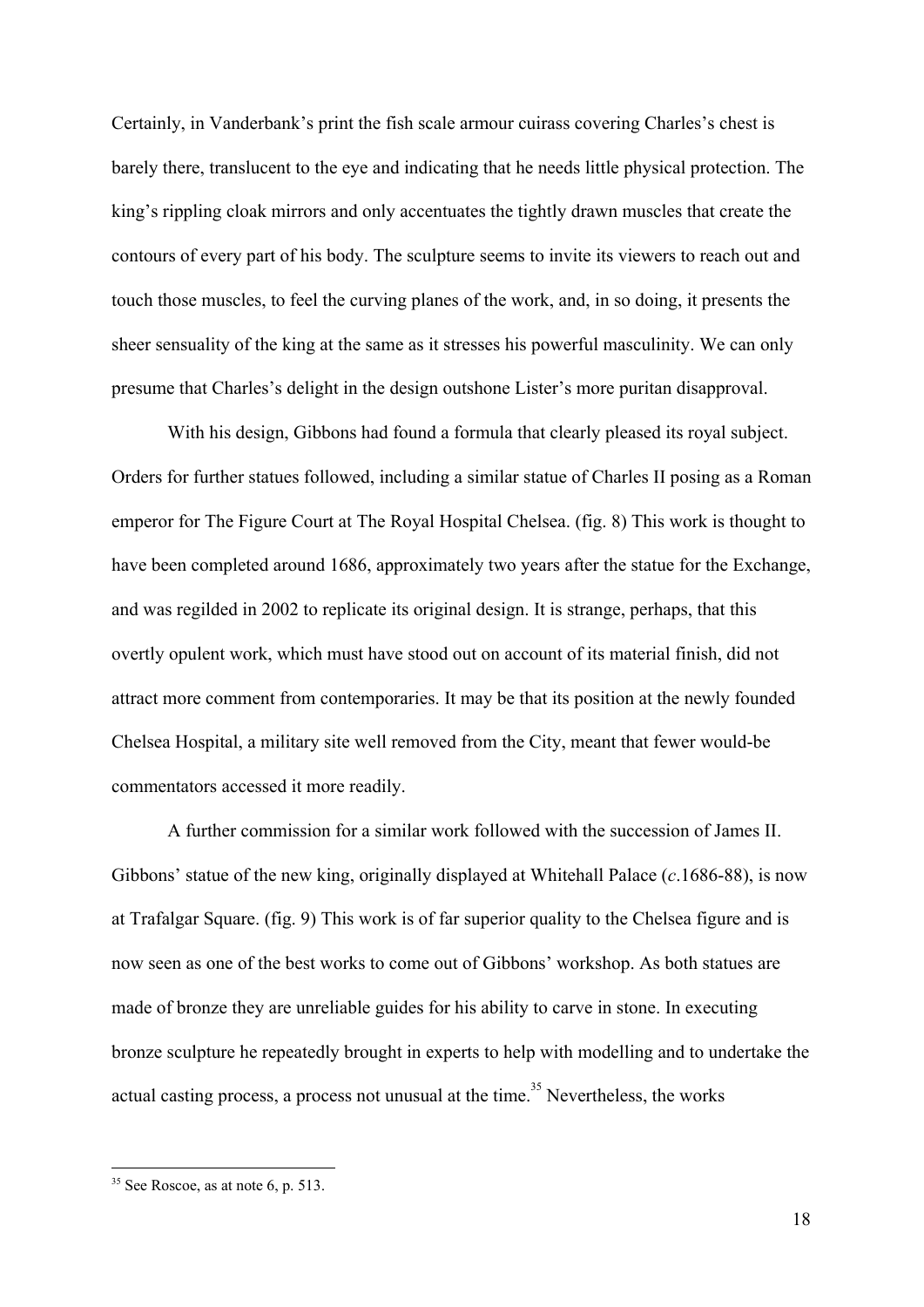Certainly, in Vanderbank's print the fish scale armour cuirass covering Charles's chest is barely there, translucent to the eye and indicating that he needs little physical protection. The king's rippling cloak mirrors and only accentuates the tightly drawn muscles that create the contours of every part of his body. The sculpture seems to invite its viewers to reach out and touch those muscles, to feel the curving planes of the work, and, in so doing, it presents the sheer sensuality of the king at the same as it stresses his powerful masculinity. We can only presume that Charles's delight in the design outshone Lister's more puritan disapproval.

With his design, Gibbons had found a formula that clearly pleased its royal subject. Orders for further statues followed, including a similar statue of Charles II posing as a Roman emperor for The Figure Court at The Royal Hospital Chelsea. (fig. 8) This work is thought to have been completed around 1686, approximately two years after the statue for the Exchange, and was regilded in 2002 to replicate its original design. It is strange, perhaps, that this overtly opulent work, which must have stood out on account of its material finish, did not attract more comment from contemporaries. It may be that its position at the newly founded Chelsea Hospital, a military site well removed from the City, meant that fewer would-be commentators accessed it more readily.

A further commission for a similar work followed with the succession of James II. Gibbons' statue of the new king, originally displayed at Whitehall Palace (*c*.1686-88), is now at Trafalgar Square. (fig. 9) This work is of far superior quality to the Chelsea figure and is now seen as one of the best works to come out of Gibbons' workshop. As both statues are made of bronze they are unreliable guides for his ability to carve in stone. In executing bronze sculpture he repeatedly brought in experts to help with modelling and to undertake the actual casting process, a process not unusual at the time.[35] Nevertheless, the works

[35] See Roscoe, as at note 6, p. 513.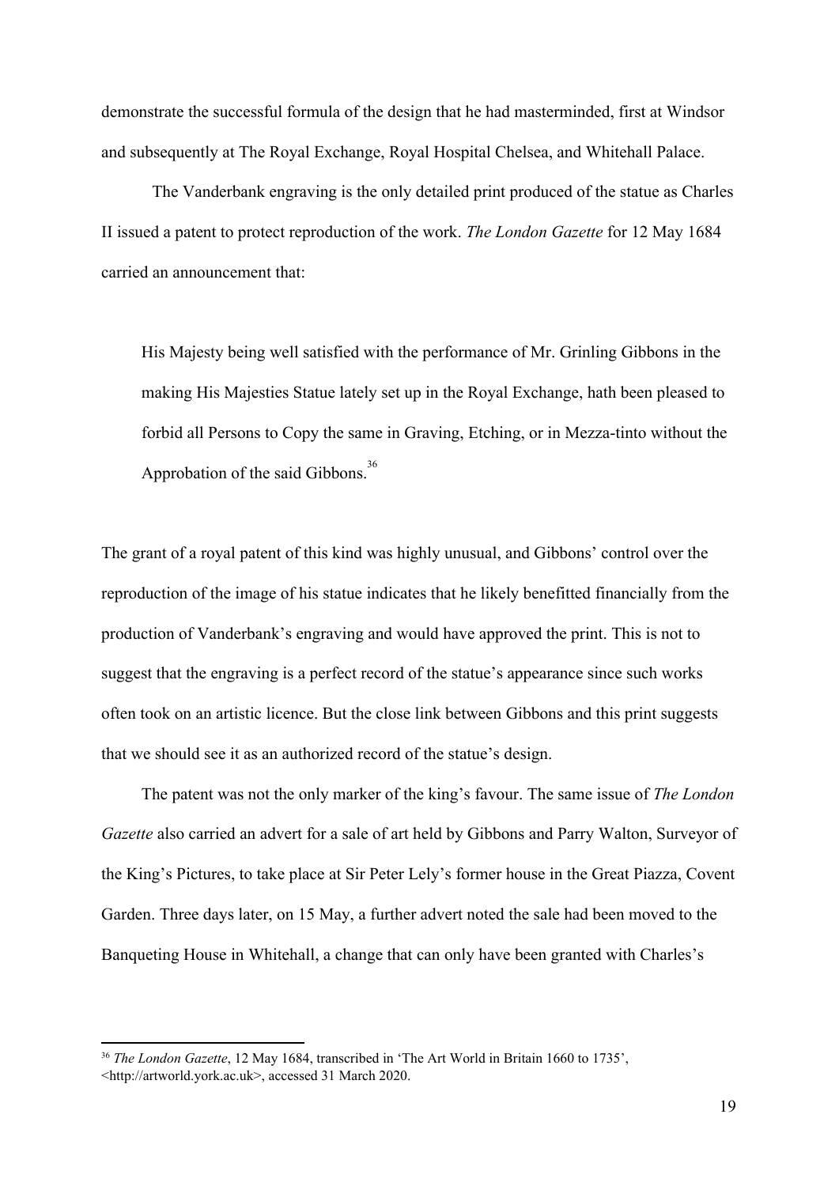demonstrate the successful formula of the design that he had masterminded, first at Windsor and subsequently at The Royal Exchange, Royal Hospital Chelsea, and Whitehall Palace.

The Vanderbank engraving is the only detailed print produced of the statue as Charles II issued a patent to protect reproduction of the work. *The London Gazette* for 12 May 1684 carried an announcement that:

> His Majesty being well satisfied with the performance of Mr. Grinling Gibbons in the making His Majesties Statue lately set up in the Royal Exchange, hath been pleased to forbid all Persons to Copy the same in Graving, Etching, or in Mezza-tinto without the Approbation of the said Gibbons.[36]

The grant of a royal patent of this kind was highly unusual, and Gibbons' control over the reproduction of the image of his statue indicates that he likely benefitted financially from the production of Vanderbank's engraving and would have approved the print. This is not to suggest that the engraving is a perfect record of the statue's appearance since such works often took on an artistic licence. But the close link between Gibbons and this print suggests that we should see it as an authorized record of the statue's design.

The patent was not the only marker of the king's favour. The same issue of *The London Gazette* also carried an advert for a sale of art held by Gibbons and Parry Walton, Surveyor of the King's Pictures, to take place at Sir Peter Lely's former house in the Great Piazza, Covent Garden. Three days later, on 15 May, a further advert noted the sale had been moved to the Banqueting House in Whitehall, a change that can only have been granted with Charles's

---

[36] *The London Gazette*, 12 May 1684, transcribed in 'The Art World in Britain 1660 to 1735', <http://artworld.york.ac.uk>, accessed 31 March 2020.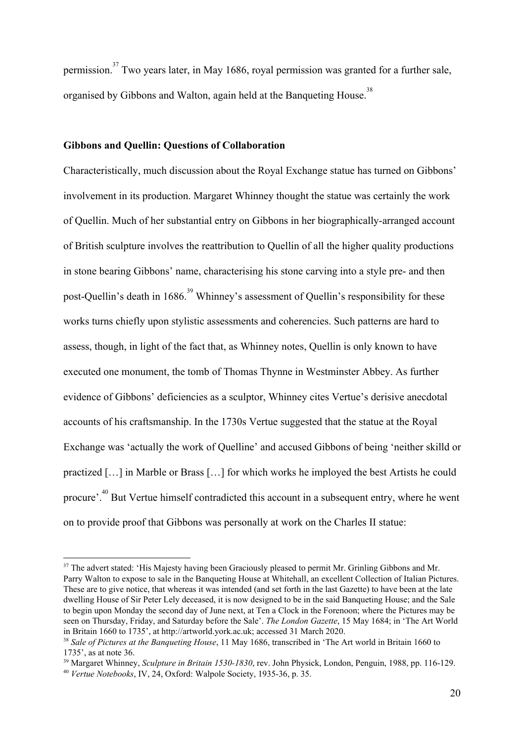permission.[37] Two years later, in May 1686, royal permission was granted for a further sale, organised by Gibbons and Walton, again held at the Banqueting House.[38]

### Gibbons and Quellin: Questions of Collaboration

Characteristically, much discussion about the Royal Exchange statue has turned on Gibbons' involvement in its production. Margaret Whinney thought the statue was certainly the work of Quellin. Much of her substantial entry on Gibbons in her biographically-arranged account of British sculpture involves the reattribution to Quellin of all the higher quality productions in stone bearing Gibbons' name, characterising his stone carving into a style pre- and then post-Quellin's death in 1686.[39] Whinney's assessment of Quellin's responsibility for these works turns chiefly upon stylistic assessments and coherencies. Such patterns are hard to assess, though, in light of the fact that, as Whinney notes, Quellin is only known to have executed one monument, the tomb of Thomas Thynne in Westminster Abbey. As further evidence of Gibbons' deficiencies as a sculptor, Whinney cites Vertue's derisive anecdotal accounts of his craftsmanship. In the 1730s Vertue suggested that the statue at the Royal Exchange was 'actually the work of Quelline' and accused Gibbons of being 'neither skilld or practized […] in Marble or Brass […] for which works he imployed the best Artists he could procure'.[40] But Vertue himself contradicted this account in a subsequent entry, where he went on to provide proof that Gibbons was personally at work on the Charles II statue:

---

[37] The advert stated: 'His Majesty having been Graciously pleased to permit Mr. Grinling Gibbons and Mr. Parry Walton to expose to sale in the Banqueting House at Whitehall, an excellent Collection of Italian Pictures. These are to give notice, that whereas it was intended (and set forth in the last Gazette) to have been at the late dwelling House of Sir Peter Lely deceased, it is now designed to be in the said Banqueting House; and the Sale to begin upon Monday the second day of June next, at Ten a Clock in the Forenoon; where the Pictures may be seen on Thursday, Friday, and Saturday before the Sale'. *The London Gazette*, 15 May 1684; in 'The Art World in Britain 1660 to 1735', at http://artworld.york.ac.uk; accessed 31 March 2020.

[38] *Sale of Pictures at the Banqueting House*, 11 May 1686, transcribed in 'The Art world in Britain 1660 to 1735', as at note 36.

[39] Margaret Whinney, *Sculpture in Britain 1530-1830*, rev. John Physick, London, Penguin, 1988, pp. 116-129.

[40] *Vertue Notebooks*, IV, 24, Oxford: Walpole Society, 1935-36, p. 35.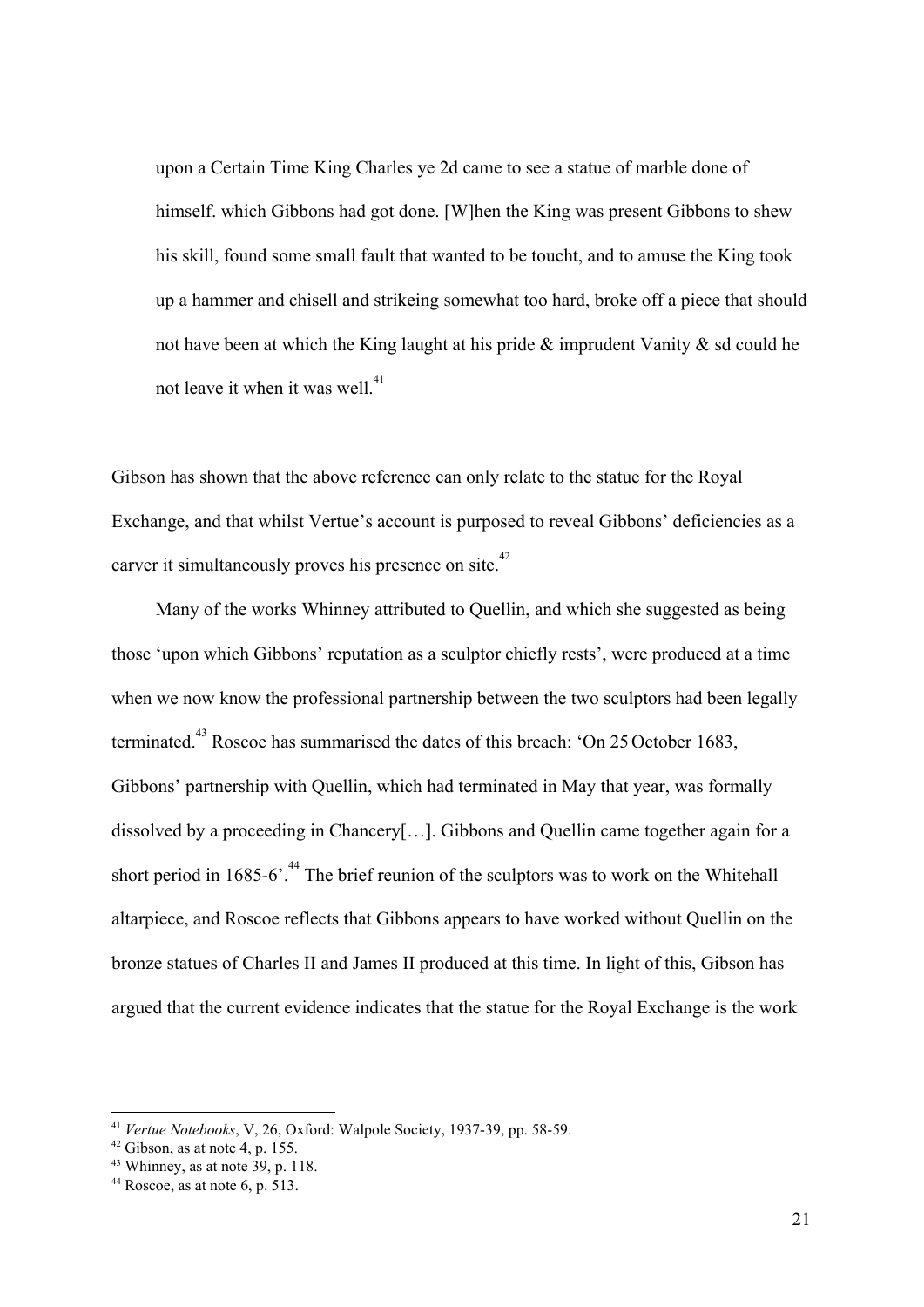> upon a Certain Time King Charles ye 2d came to see a statue of marble done of himself. which Gibbons had got done. [W]hen the King was present Gibbons to shew his skill, found some small fault that wanted to be toucht, and to amuse the King took up a hammer and chisell and strikeing somewhat too hard, broke off a piece that should not have been at which the King laught at his pride & imprudent Vanity & sd could he not leave it when it was well.[41]

Gibson has shown that the above reference can only relate to the statue for the Royal Exchange, and that whilst Vertue's account is purposed to reveal Gibbons' deficiencies as a carver it simultaneously proves his presence on site.[42]

Many of the works Whinney attributed to Quellin, and which she suggested as being those 'upon which Gibbons' reputation as a sculptor chiefly rests', were produced at a time when we now know the professional partnership between the two sculptors had been legally terminated.[43] Roscoe has summarised the dates of this breach: 'On 25 October 1683, Gibbons' partnership with Quellin, which had terminated in May that year, was formally dissolved by a proceeding in Chancery[…]. Gibbons and Quellin came together again for a short period in 1685-6'.[44] The brief reunion of the sculptors was to work on the Whitehall altarpiece, and Roscoe reflects that Gibbons appears to have worked without Quellin on the bronze statues of Charles II and James II produced at this time. In light of this, Gibson has argued that the current evidence indicates that the statue for the Royal Exchange is the work

---

[41] *Vertue Notebooks*, V, 26, Oxford: Walpole Society, 1937-39, pp. 58-59.

[42] Gibson, as at note 4, p. 155.

[43] Whinney, as at note 39, p. 118.

[44] Roscoe, as at note 6, p. 513.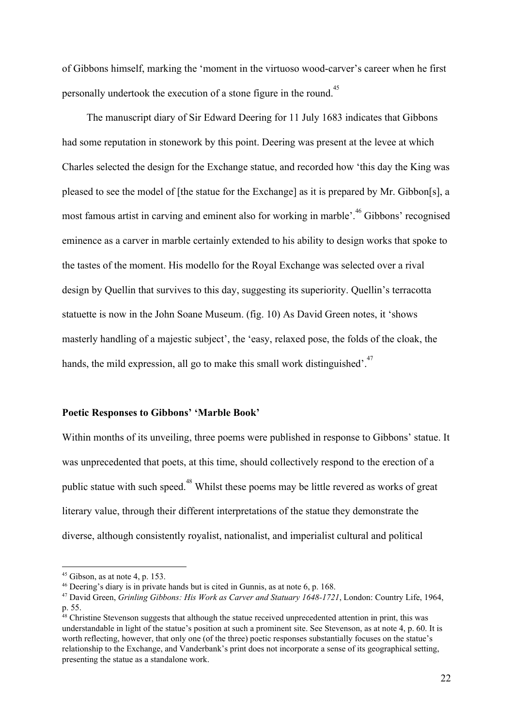of Gibbons himself, marking the 'moment in the virtuoso wood-carver's career when he first personally undertook the execution of a stone figure in the round.[45]

The manuscript diary of Sir Edward Deering for 11 July 1683 indicates that Gibbons had some reputation in stonework by this point. Deering was present at the levee at which Charles selected the design for the Exchange statue, and recorded how 'this day the King was pleased to see the model of [the statue for the Exchange] as it is prepared by Mr. Gibbon[s], a most famous artist in carving and eminent also for working in marble'.[46] Gibbons' recognised eminence as a carver in marble certainly extended to his ability to design works that spoke to the tastes of the moment. His modello for the Royal Exchange was selected over a rival design by Quellin that survives to this day, suggesting its superiority. Quellin's terracotta statuette is now in the John Soane Museum. (fig. 10) As David Green notes, it 'shows masterly handling of a majestic subject', the 'easy, relaxed pose, the folds of the cloak, the hands, the mild expression, all go to make this small work distinguished'.[47]

### Poetic Responses to Gibbons' 'Marble Book'

Within months of its unveiling, three poems were published in response to Gibbons' statue. It was unprecedented that poets, at this time, should collectively respond to the erection of a public statue with such speed.[48] Whilst these poems may be little revered as works of great literary value, through their different interpretations of the statue they demonstrate the diverse, although consistently royalist, nationalist, and imperialist cultural and political

---

[45] Gibson, as at note 4, p. 153.

[46] Deering's diary is in private hands but is cited in Gunnis, as at note 6, p. 168.

[47] David Green, *Grinling Gibbons: His Work as Carver and Statuary 1648-1721*, London: Country Life, 1964, p. 55.

[48] Christine Stevenson suggests that although the statue received unprecedented attention in print, this was understandable in light of the statue's position at such a prominent site. See Stevenson, as at note 4, p. 60. It is worth reflecting, however, that only one (of the three) poetic responses substantially focuses on the statue's relationship to the Exchange, and Vanderbank's print does not incorporate a sense of its geographical setting, presenting the statue as a standalone work.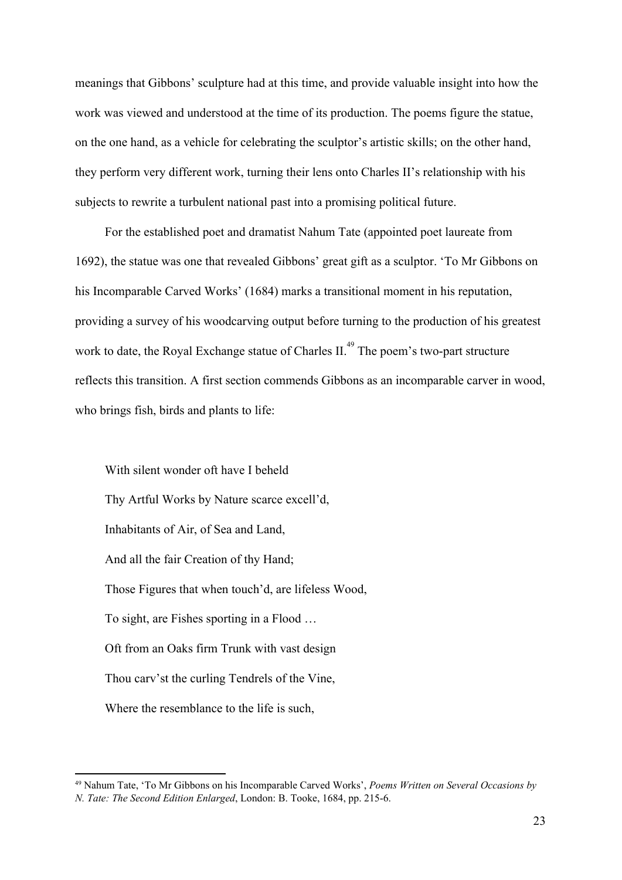meanings that Gibbons' sculpture had at this time, and provide valuable insight into how the work was viewed and understood at the time of its production. The poems figure the statue, on the one hand, as a vehicle for celebrating the sculptor's artistic skills; on the other hand, they perform very different work, turning their lens onto Charles II's relationship with his subjects to rewrite a turbulent national past into a promising political future.

For the established poet and dramatist Nahum Tate (appointed poet laureate from 1692), the statue was one that revealed Gibbons' great gift as a sculptor. 'To Mr Gibbons on his Incomparable Carved Works' (1684) marks a transitional moment in his reputation, providing a survey of his woodcarving output before turning to the production of his greatest work to date, the Royal Exchange statue of Charles II.[49] The poem's two-part structure reflects this transition. A first section commends Gibbons as an incomparable carver in wood, who brings fish, birds and plants to life:

> With silent wonder oft have I beheld
> Thy Artful Works by Nature scarce excell'd,
> Inhabitants of Air, of Sea and Land,
> And all the fair Creation of thy Hand;
> Those Figures that when touch'd, are lifeless Wood,
> To sight, are Fishes sporting in a Flood …
> Oft from an Oaks firm Trunk with vast design
> Thou carv'st the curling Tendrels of the Vine,
> Where the resemblance to the life is such,

[49] Nahum Tate, 'To Mr Gibbons on his Incomparable Carved Works', *Poems Written on Several Occasions by N. Tate: The Second Edition Enlarged*, London: B. Tooke, 1684, pp. 215-6.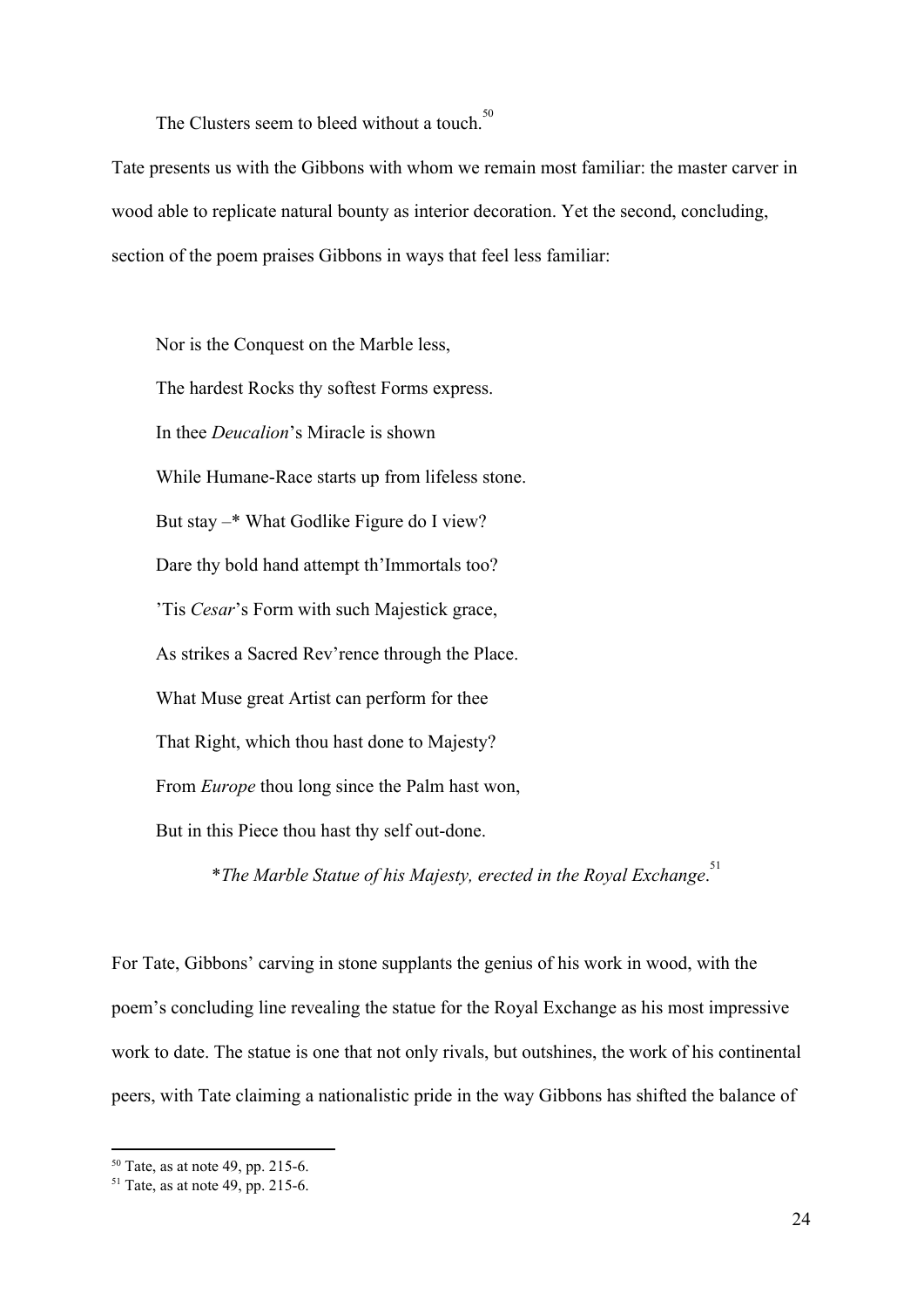> The Clusters seem to bleed without a touch.[50]

Tate presents us with the Gibbons with whom we remain most familiar: the master carver in wood able to replicate natural bounty as interior decoration. Yet the second, concluding, section of the poem praises Gibbons in ways that feel less familiar:

> Nor is the Conquest on the Marble less,
> The hardest Rocks thy softest Forms express.
> In thee *Deucalion*'s Miracle is shown
> While Humane-Race starts up from lifeless stone.
> But stay –* What Godlike Figure do I view?
> Dare thy bold hand attempt th'Immortals too?
> 'Tis *Cesar*'s Form with such Majestick grace,
> As strikes a Sacred Rev'rence through the Place.
> What Muse great Artist can perform for thee
> That Right, which thou hast done to Majesty?
> From *Europe* thou long since the Palm hast won,
> But in this Piece thou hast thy self out-done.
>
> *\*The Marble Statue of his Majesty, erected in the Royal Exchange*.[51]

For Tate, Gibbons' carving in stone supplants the genius of his work in wood, with the poem's concluding line revealing the statue for the Royal Exchange as his most impressive work to date. The statue is one that not only rivals, but outshines, the work of his continental peers, with Tate claiming a nationalistic pride in the way Gibbons has shifted the balance of

---

[50] Tate, as at note 49, pp. 215-6.

[51] Tate, as at note 49, pp. 215-6.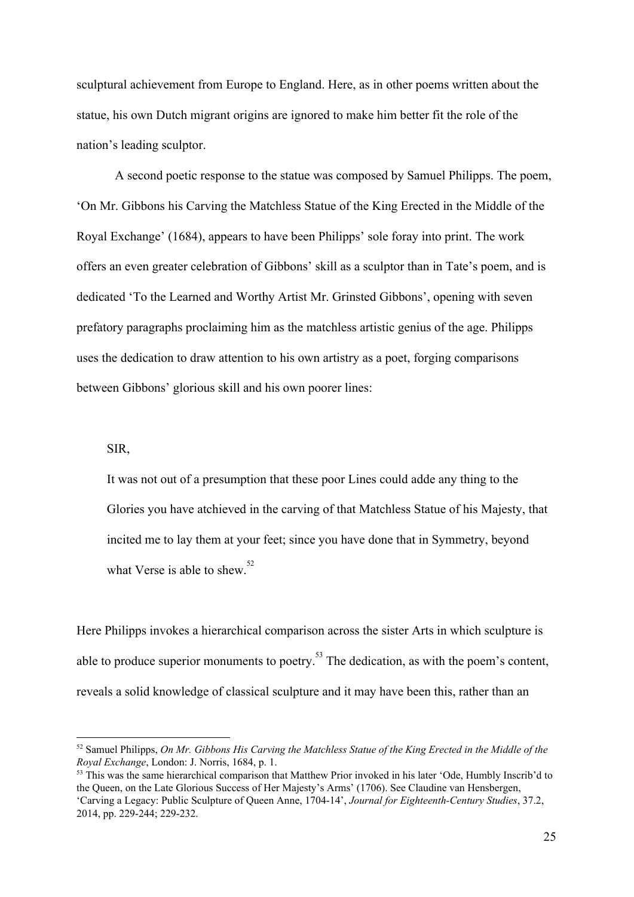sculptural achievement from Europe to England. Here, as in other poems written about the statue, his own Dutch migrant origins are ignored to make him better fit the role of the nation's leading sculptor.

A second poetic response to the statue was composed by Samuel Philipps. The poem, 'On Mr. Gibbons his Carving the Matchless Statue of the King Erected in the Middle of the Royal Exchange' (1684), appears to have been Philipps' sole foray into print. The work offers an even greater celebration of Gibbons' skill as a sculptor than in Tate's poem, and is dedicated 'To the Learned and Worthy Artist Mr. Grinsted Gibbons', opening with seven prefatory paragraphs proclaiming him as the matchless artistic genius of the age. Philipps uses the dedication to draw attention to his own artistry as a poet, forging comparisons between Gibbons' glorious skill and his own poorer lines:

> SIR,
>
> It was not out of a presumption that these poor Lines could adde any thing to the Glories you have atchieved in the carving of that Matchless Statue of his Majesty, that incited me to lay them at your feet; since you have done that in Symmetry, beyond what Verse is able to shew.[52]

Here Philipps invokes a hierarchical comparison across the sister Arts in which sculpture is able to produce superior monuments to poetry.[53] The dedication, as with the poem's content, reveals a solid knowledge of classical sculpture and it may have been this, rather than an

---

[52] Samuel Philipps, *On Mr. Gibbons His Carving the Matchless Statue of the King Erected in the Middle of the Royal Exchange*, London: J. Norris, 1684, p. 1.

[53] This was the same hierarchical comparison that Matthew Prior invoked in his later 'Ode, Humbly Inscrib'd to the Queen, on the Late Glorious Success of Her Majesty's Arms' (1706). See Claudine van Hensbergen, 'Carving a Legacy: Public Sculpture of Queen Anne, 1704-14', *Journal for Eighteenth-Century Studies*, 37.2, 2014, pp. 229-244; 229-232.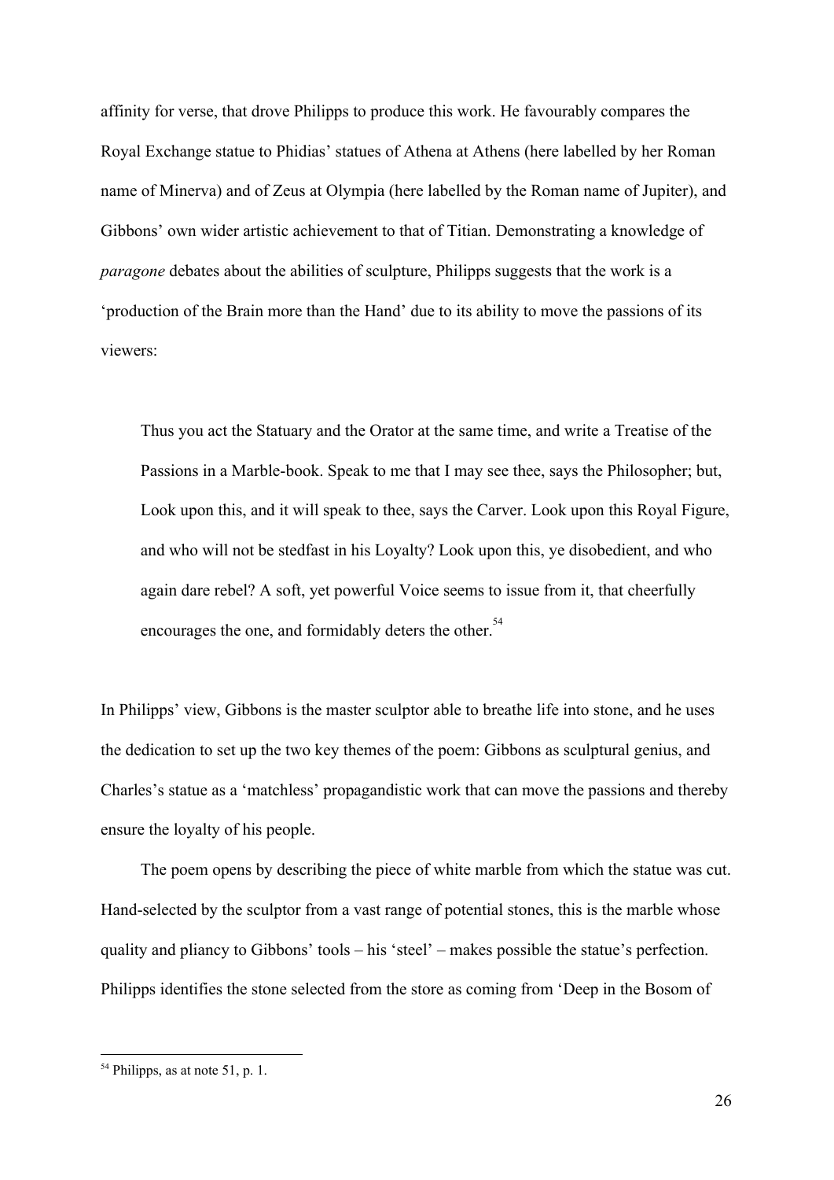affinity for verse, that drove Philipps to produce this work. He favourably compares the Royal Exchange statue to Phidias' statues of Athena at Athens (here labelled by her Roman name of Minerva) and of Zeus at Olympia (here labelled by the Roman name of Jupiter), and Gibbons' own wider artistic achievement to that of Titian. Demonstrating a knowledge of *paragone* debates about the abilities of sculpture, Philipps suggests that the work is a 'production of the Brain more than the Hand' due to its ability to move the passions of its viewers:

> Thus you act the Statuary and the Orator at the same time, and write a Treatise of the Passions in a Marble-book. Speak to me that I may see thee, says the Philosopher; but, Look upon this, and it will speak to thee, says the Carver. Look upon this Royal Figure, and who will not be stedfast in his Loyalty? Look upon this, ye disobedient, and who again dare rebel? A soft, yet powerful Voice seems to issue from it, that cheerfully encourages the one, and formidably deters the other.[54]

In Philipps' view, Gibbons is the master sculptor able to breathe life into stone, and he uses the dedication to set up the two key themes of the poem: Gibbons as sculptural genius, and Charles's statue as a 'matchless' propagandistic work that can move the passions and thereby ensure the loyalty of his people.

The poem opens by describing the piece of white marble from which the statue was cut. Hand-selected by the sculptor from a vast range of potential stones, this is the marble whose quality and pliancy to Gibbons' tools – his 'steel' – makes possible the statue's perfection. Philipps identifies the stone selected from the store as coming from 'Deep in the Bosom of

[54] Philipps, as at note 51, p. 1.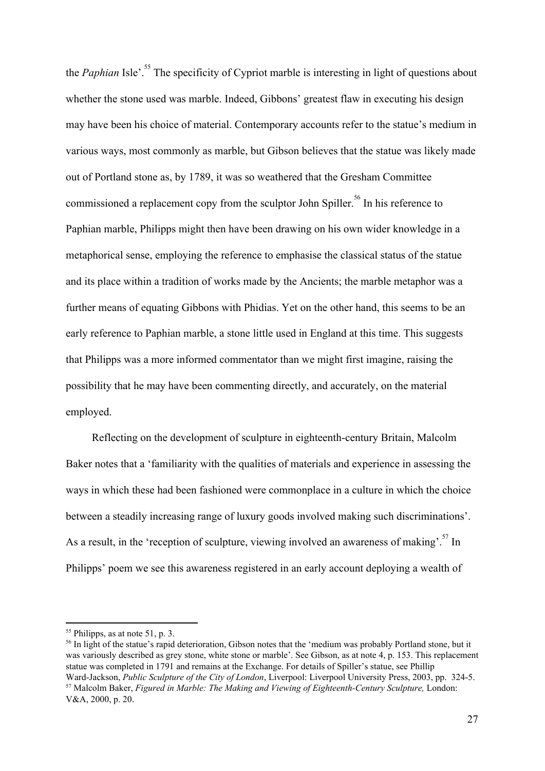the *Paphian* Isle'.[55] The specificity of Cypriot marble is interesting in light of questions about whether the stone used was marble. Indeed, Gibbons' greatest flaw in executing his design may have been his choice of material. Contemporary accounts refer to the statue's medium in various ways, most commonly as marble, but Gibson believes that the statue was likely made out of Portland stone as, by 1789, it was so weathered that the Gresham Committee commissioned a replacement copy from the sculptor John Spiller.[56] In his reference to Paphian marble, Philipps might then have been drawing on his own wider knowledge in a metaphorical sense, employing the reference to emphasise the classical status of the statue and its place within a tradition of works made by the Ancients; the marble metaphor was a further means of equating Gibbons with Phidias. Yet on the other hand, this seems to be an early reference to Paphian marble, a stone little used in England at this time. This suggests that Philipps was a more informed commentator than we might first imagine, raising the possibility that he may have been commenting directly, and accurately, on the material employed.

Reflecting on the development of sculpture in eighteenth-century Britain, Malcolm Baker notes that a 'familiarity with the qualities of materials and experience in assessing the ways in which these had been fashioned were commonplace in a culture in which the choice between a steadily increasing range of luxury goods involved making such discriminations'. As a result, in the 'reception of sculpture, viewing involved an awareness of making'.[57] In Philipps' poem we see this awareness registered in an early account deploying a wealth of

---

[55] Philipps, as at note 51, p. 3.

[56] In light of the statue's rapid deterioration, Gibson notes that the 'medium was probably Portland stone, but it was variously described as grey stone, white stone or marble'. See Gibson, as at note 4, p. 153. This replacement statue was completed in 1791 and remains at the Exchange. For details of Spiller's statue, see Phillip Ward-Jackson, *Public Sculpture of the City of London*, Liverpool: Liverpool University Press, 2003, pp. 324-5.

[57] Malcolm Baker, *Figured in Marble: The Making and Viewing of Eighteenth-Century Sculpture,* London: V&A, 2000, p. 20.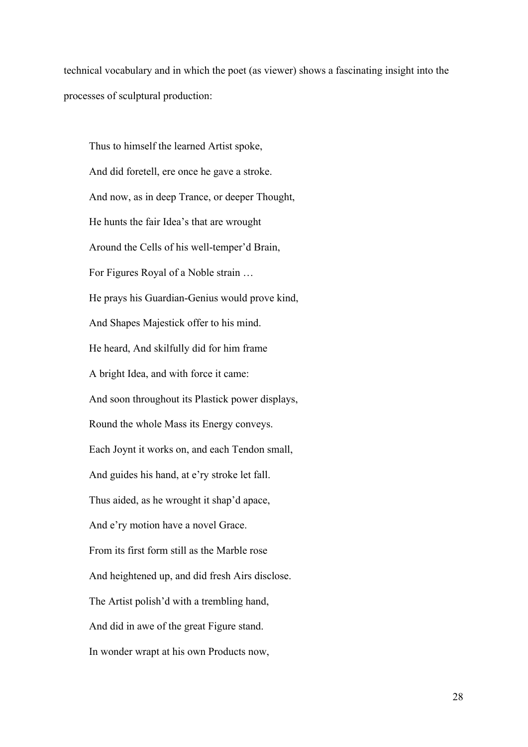technical vocabulary and in which the poet (as viewer) shows a fascinating insight into the processes of sculptural production:

> Thus to himself the learned Artist spoke,
> And did foretell, ere once he gave a stroke.
> And now, as in deep Trance, or deeper Thought,
> He hunts the fair Idea's that are wrought
> Around the Cells of his well-temper'd Brain,
> For Figures Royal of a Noble strain …
> He prays his Guardian-Genius would prove kind,
> And Shapes Majestick offer to his mind.
> He heard, And skilfully did for him frame
> A bright Idea, and with force it came:
> And soon throughout its Plastick power displays,
> Round the whole Mass its Energy conveys.
> Each Joynt it works on, and each Tendon small,
> And guides his hand, at e'ry stroke let fall.
> Thus aided, as he wrought it shap'd apace,
> And e'ry motion have a novel Grace.
> From its first form still as the Marble rose
> And heightened up, and did fresh Airs disclose.
> The Artist polish'd with a trembling hand,
> And did in awe of the great Figure stand.
> In wonder wrapt at his own Products now,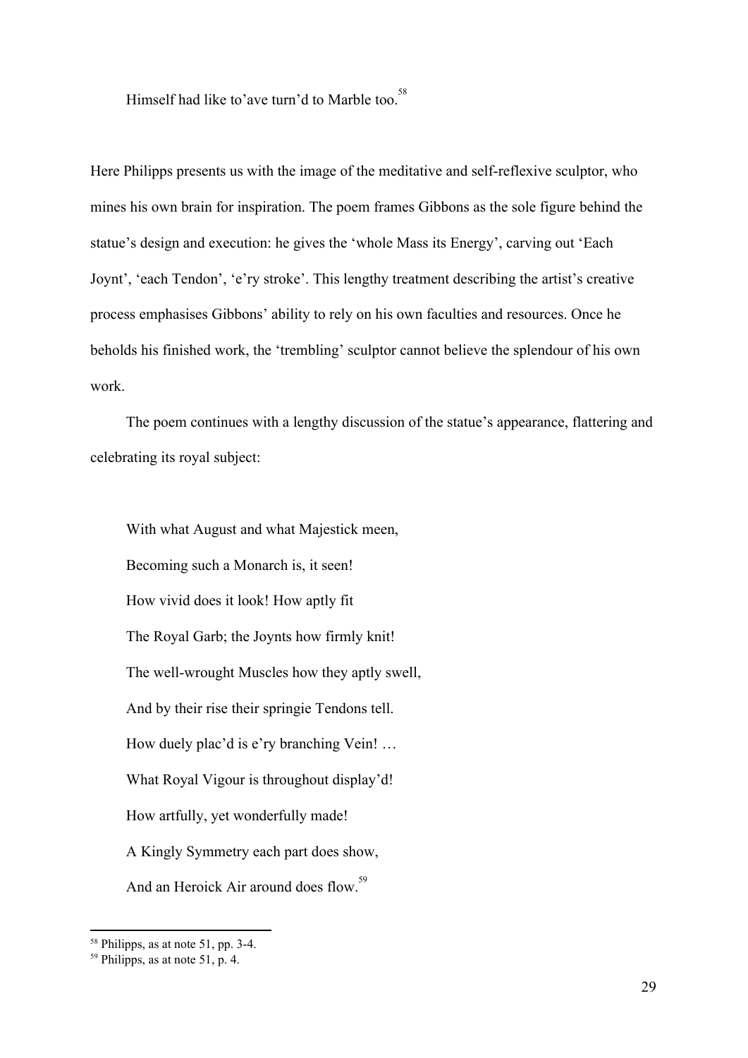Himself had like to'ave turn'd to Marble too.[58]

Here Philipps presents us with the image of the meditative and self-reflexive sculptor, who mines his own brain for inspiration. The poem frames Gibbons as the sole figure behind the statue's design and execution: he gives the 'whole Mass its Energy', carving out 'Each Joynt', 'each Tendon', 'e'ry stroke'. This lengthy treatment describing the artist's creative process emphasises Gibbons' ability to rely on his own faculties and resources. Once he beholds his finished work, the 'trembling' sculptor cannot believe the splendour of his own work.

The poem continues with a lengthy discussion of the statue's appearance, flattering and celebrating its royal subject:

> With what August and what Majestick meen,
> Becoming such a Monarch is, it seen!
> How vivid does it look! How aptly fit
> The Royal Garb; the Joynts how firmly knit!
> The well-wrought Muscles how they aptly swell,
> And by their rise their springie Tendons tell.
> How duely plac'd is e'ry branching Vein! …
> What Royal Vigour is throughout display'd!
> How artfully, yet wonderfully made!
> A Kingly Symmetry each part does show,
> And an Heroick Air around does flow.[59]

---

[58] Philipps, as at note 51, pp. 3-4.

[59] Philipps, as at note 51, p. 4.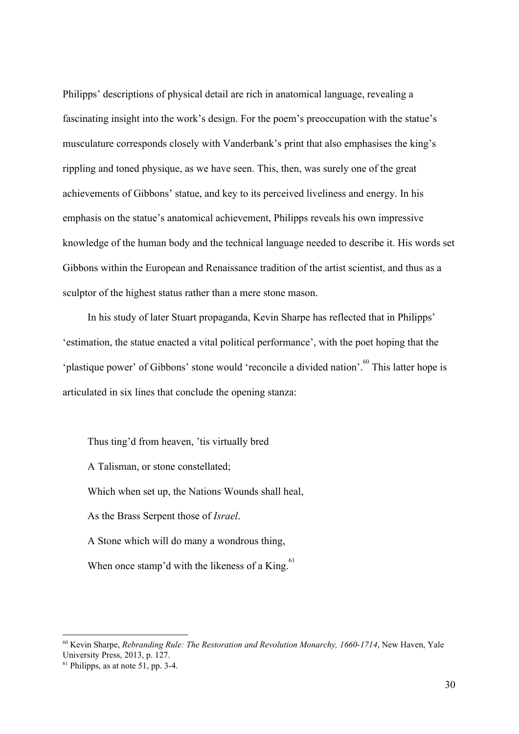Philipps' descriptions of physical detail are rich in anatomical language, revealing a fascinating insight into the work's design. For the poem's preoccupation with the statue's musculature corresponds closely with Vanderbank's print that also emphasises the king's rippling and toned physique, as we have seen. This, then, was surely one of the great achievements of Gibbons' statue, and key to its perceived liveliness and energy. In his emphasis on the statue's anatomical achievement, Philipps reveals his own impressive knowledge of the human body and the technical language needed to describe it. His words set Gibbons within the European and Renaissance tradition of the artist scientist, and thus as a sculptor of the highest status rather than a mere stone mason.

In his study of later Stuart propaganda, Kevin Sharpe has reflected that in Philipps' 'estimation, the statue enacted a vital political performance', with the poet hoping that the 'plastique power' of Gibbons' stone would 'reconcile a divided nation'.[60] This latter hope is articulated in six lines that conclude the opening stanza:

> Thus ting'd from heaven, 'tis virtually bred
>
> A Talisman, or stone constellated;
>
> Which when set up, the Nations Wounds shall heal,
>
> As the Brass Serpent those of *Israel*.
>
> A Stone which will do many a wondrous thing,
>
> When once stamp'd with the likeness of a King.[61]

---

[60] Kevin Sharpe, *Rebranding Rule: The Restoration and Revolution Monarchy, 1660-1714*, New Haven, Yale University Press, 2013, p. 127.

[61] Philipps, as at note 51, pp. 3-4.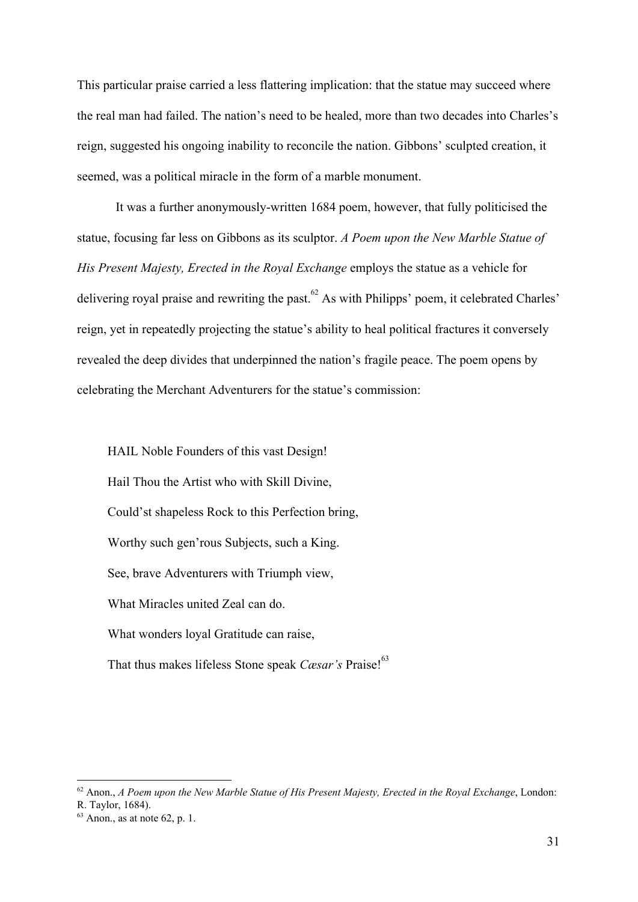This particular praise carried a less flattering implication: that the statue may succeed where the real man had failed. The nation's need to be healed, more than two decades into Charles's reign, suggested his ongoing inability to reconcile the nation. Gibbons' sculpted creation, it seemed, was a political miracle in the form of a marble monument.

It was a further anonymously-written 1684 poem, however, that fully politicised the statue, focusing far less on Gibbons as its sculptor. *A Poem upon the New Marble Statue of His Present Majesty, Erected in the Royal Exchange* employs the statue as a vehicle for delivering royal praise and rewriting the past.[62] As with Philipps' poem, it celebrated Charles' reign, yet in repeatedly projecting the statue's ability to heal political fractures it conversely revealed the deep divides that underpinned the nation's fragile peace. The poem opens by celebrating the Merchant Adventurers for the statue's commission:

> HAIL Noble Founders of this vast Design!
> Hail Thou the Artist who with Skill Divine,
> Could'st shapeless Rock to this Perfection bring,
> Worthy such gen'rous Subjects, such a King.
> See, brave Adventurers with Triumph view,
> What Miracles united Zeal can do.
> What wonders loyal Gratitude can raise,
> That thus makes lifeless Stone speak *Cæsar's* Praise![63]

---

[62] Anon., *A Poem upon the New Marble Statue of His Present Majesty, Erected in the Royal Exchange*, London: R. Taylor, 1684).

[63] Anon., as at note 62, p. 1.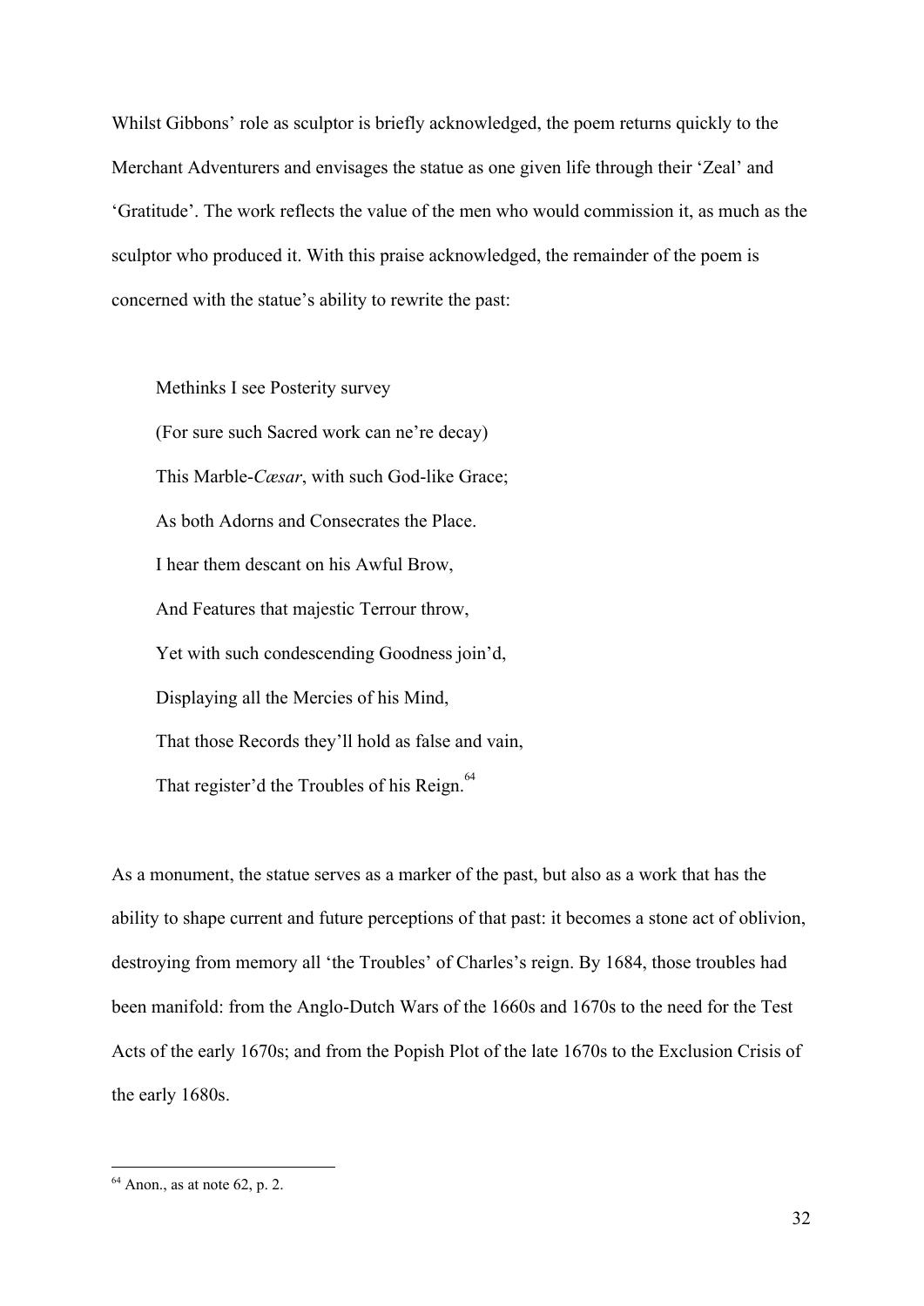Whilst Gibbons' role as sculptor is briefly acknowledged, the poem returns quickly to the Merchant Adventurers and envisages the statue as one given life through their 'Zeal' and 'Gratitude'. The work reflects the value of the men who would commission it, as much as the sculptor who produced it. With this praise acknowledged, the remainder of the poem is concerned with the statue's ability to rewrite the past:

> Methinks I see Posterity survey
> (For sure such Sacred work can ne're decay)
> This Marble-*Cæsar*, with such God-like Grace;
> As both Adorns and Consecrates the Place.
> I hear them descant on his Awful Brow,
> And Features that majestic Terrour throw,
> Yet with such condescending Goodness join'd,
> Displaying all the Mercies of his Mind,
> That those Records they'll hold as false and vain,
> That register'd the Troubles of his Reign.[64]

As a monument, the statue serves as a marker of the past, but also as a work that has the ability to shape current and future perceptions of that past: it becomes a stone act of oblivion, destroying from memory all 'the Troubles' of Charles's reign. By 1684, those troubles had been manifold: from the Anglo-Dutch Wars of the 1660s and 1670s to the need for the Test Acts of the early 1670s; and from the Popish Plot of the late 1670s to the Exclusion Crisis of the early 1680s.

---

[64] Anon., as at note 62, p. 2.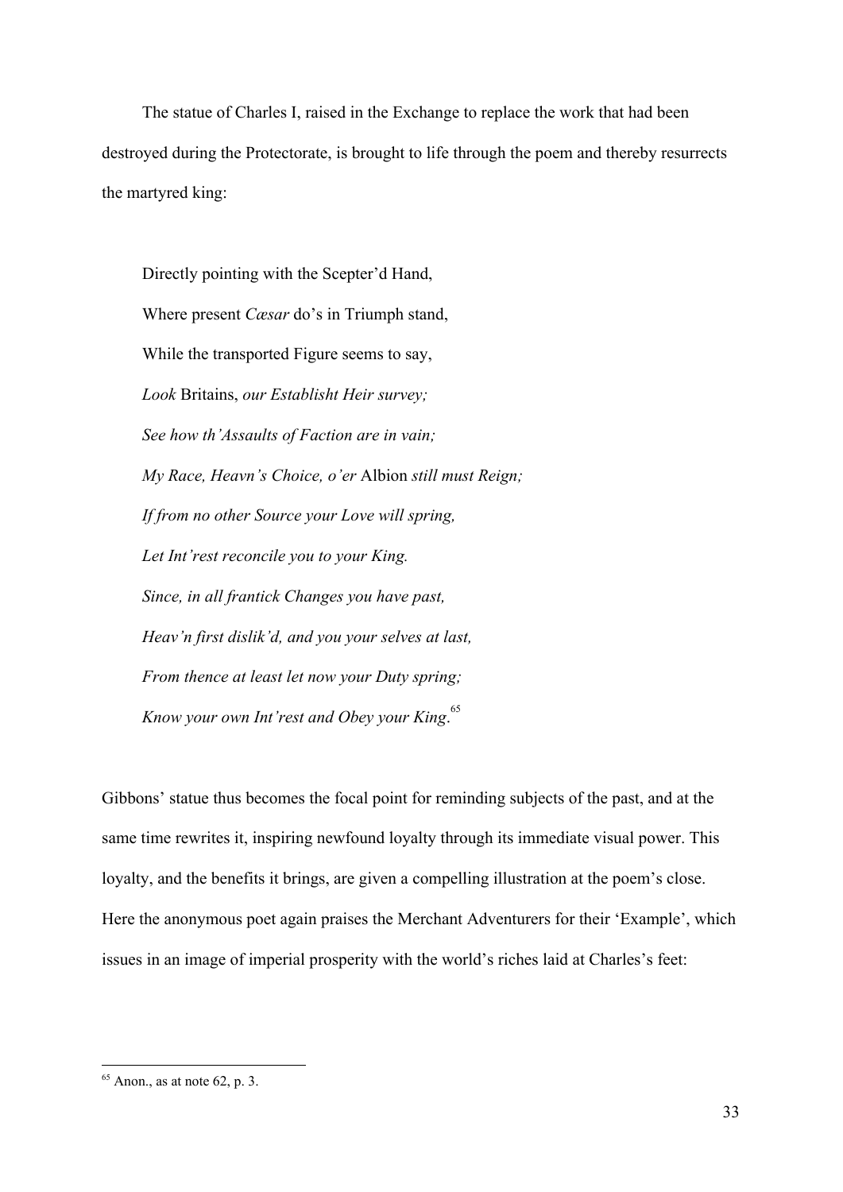The statue of Charles I, raised in the Exchange to replace the work that had been destroyed during the Protectorate, is brought to life through the poem and thereby resurrects the martyred king:

> Directly pointing with the Scepter'd Hand,
> Where present *Cæsar* do's in Triumph stand,
> While the transported Figure seems to say,
> *Look* Britains, *our Establisht Heir survey;*
> *See how th'Assaults of Faction are in vain;*
> *My Race, Heavn's Choice, o'er* Albion *still must Reign;*
> *If from no other Source your Love will spring,*
> *Let Int'rest reconcile you to your King.*
> *Since, in all frantick Changes you have past,*
> *Heav'n first dislik'd, and you your selves at last,*
> *From thence at least let now your Duty spring;*
> *Know your own Int'rest and Obey your King*.[65]

Gibbons' statue thus becomes the focal point for reminding subjects of the past, and at the same time rewrites it, inspiring newfound loyalty through its immediate visual power. This loyalty, and the benefits it brings, are given a compelling illustration at the poem's close. Here the anonymous poet again praises the Merchant Adventurers for their 'Example', which issues in an image of imperial prosperity with the world's riches laid at Charles's feet:

---

[65] Anon., as at note 62, p. 3.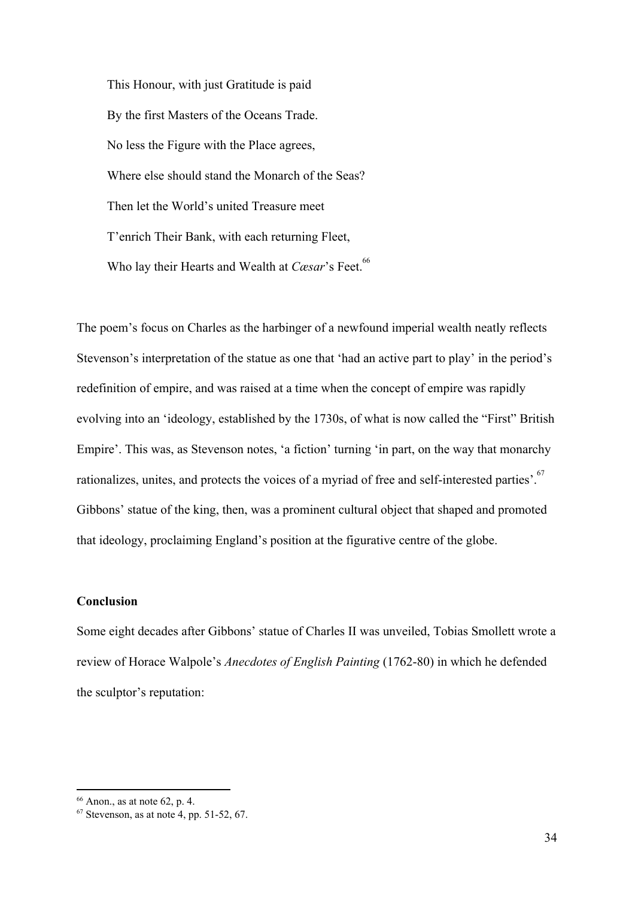This Honour, with just Gratitude is paid

By the first Masters of the Oceans Trade.

No less the Figure with the Place agrees,

Where else should stand the Monarch of the Seas?

Then let the World's united Treasure meet

T'enrich Their Bank, with each returning Fleet,

Who lay their Hearts and Wealth at *Cæsar*'s Feet.[66]

The poem's focus on Charles as the harbinger of a newfound imperial wealth neatly reflects Stevenson's interpretation of the statue as one that 'had an active part to play' in the period's redefinition of empire, and was raised at a time when the concept of empire was rapidly evolving into an 'ideology, established by the 1730s, of what is now called the "First" British Empire'. This was, as Stevenson notes, 'a fiction' turning 'in part, on the way that monarchy rationalizes, unites, and protects the voices of a myriad of free and self-interested parties'.[67] Gibbons' statue of the king, then, was a prominent cultural object that shaped and promoted that ideology, proclaiming England's position at the figurative centre of the globe.

**Conclusion**

Some eight decades after Gibbons' statue of Charles II was unveiled, Tobias Smollett wrote a review of Horace Walpole's *Anecdotes of English Painting* (1762-80) in which he defended the sculptor's reputation:

---

[66] Anon., as at note 62, p. 4.

[67] Stevenson, as at note 4, pp. 51-52, 67.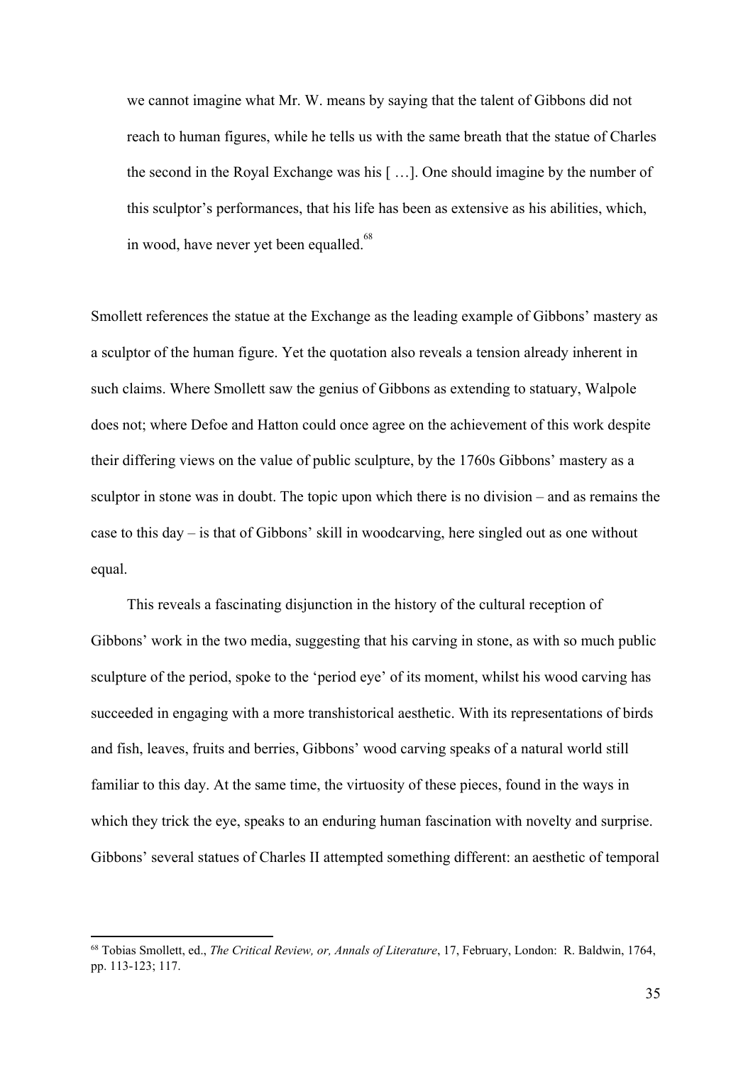> we cannot imagine what Mr. W. means by saying that the talent of Gibbons did not reach to human figures, while he tells us with the same breath that the statue of Charles the second in the Royal Exchange was his [ …]. One should imagine by the number of this sculptor's performances, that his life has been as extensive as his abilities, which, in wood, have never yet been equalled.[68]

Smollett references the statue at the Exchange as the leading example of Gibbons' mastery as a sculptor of the human figure. Yet the quotation also reveals a tension already inherent in such claims. Where Smollett saw the genius of Gibbons as extending to statuary, Walpole does not; where Defoe and Hatton could once agree on the achievement of this work despite their differing views on the value of public sculpture, by the 1760s Gibbons' mastery as a sculptor in stone was in doubt. The topic upon which there is no division – and as remains the case to this day – is that of Gibbons' skill in woodcarving, here singled out as one without equal.

This reveals a fascinating disjunction in the history of the cultural reception of Gibbons' work in the two media, suggesting that his carving in stone, as with so much public sculpture of the period, spoke to the 'period eye' of its moment, whilst his wood carving has succeeded in engaging with a more transhistorical aesthetic. With its representations of birds and fish, leaves, fruits and berries, Gibbons' wood carving speaks of a natural world still familiar to this day. At the same time, the virtuosity of these pieces, found in the ways in which they trick the eye, speaks to an enduring human fascination with novelty and surprise. Gibbons' several statues of Charles II attempted something different: an aesthetic of temporal

---

[68] Tobias Smollett, ed., *The Critical Review, or, Annals of Literature*, 17, February, London: R. Baldwin, 1764, pp. 113-123; 117.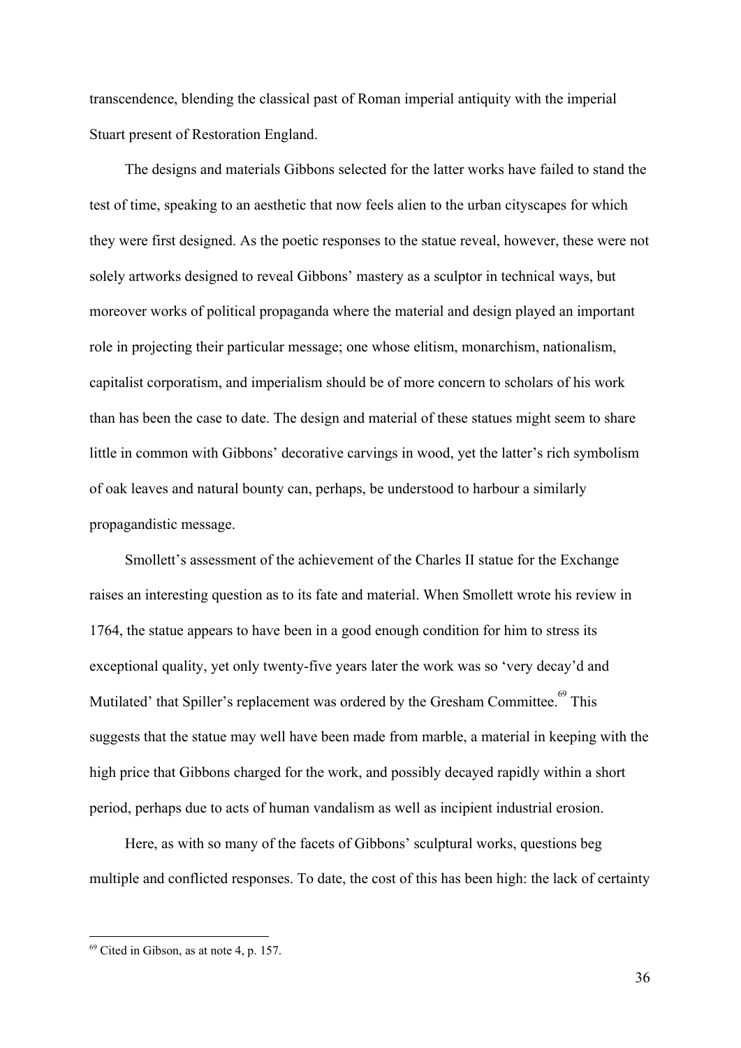transcendence, blending the classical past of Roman imperial antiquity with the imperial Stuart present of Restoration England.

The designs and materials Gibbons selected for the latter works have failed to stand the test of time, speaking to an aesthetic that now feels alien to the urban cityscapes for which they were first designed. As the poetic responses to the statue reveal, however, these were not solely artworks designed to reveal Gibbons' mastery as a sculptor in technical ways, but moreover works of political propaganda where the material and design played an important role in projecting their particular message; one whose elitism, monarchism, nationalism, capitalist corporatism, and imperialism should be of more concern to scholars of his work than has been the case to date. The design and material of these statues might seem to share little in common with Gibbons' decorative carvings in wood, yet the latter's rich symbolism of oak leaves and natural bounty can, perhaps, be understood to harbour a similarly propagandistic message.

Smollett's assessment of the achievement of the Charles II statue for the Exchange raises an interesting question as to its fate and material. When Smollett wrote his review in 1764, the statue appears to have been in a good enough condition for him to stress its exceptional quality, yet only twenty-five years later the work was so 'very decay'd and Mutilated' that Spiller's replacement was ordered by the Gresham Committee.[69] This suggests that the statue may well have been made from marble, a material in keeping with the high price that Gibbons charged for the work, and possibly decayed rapidly within a short period, perhaps due to acts of human vandalism as well as incipient industrial erosion.

Here, as with so many of the facets of Gibbons' sculptural works, questions beg multiple and conflicted responses. To date, the cost of this has been high: the lack of certainty

[69] Cited in Gibson, as at note 4, p. 157.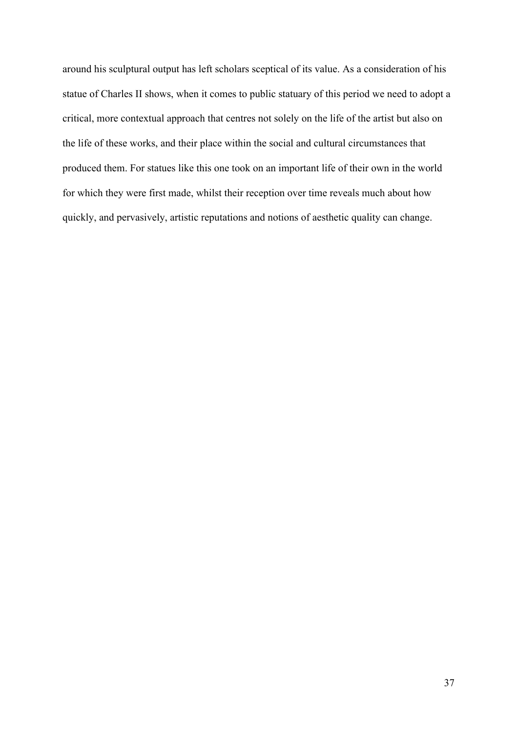around his sculptural output has left scholars sceptical of its value. As a consideration of his statue of Charles II shows, when it comes to public statuary of this period we need to adopt a critical, more contextual approach that centres not solely on the life of the artist but also on the life of these works, and their place within the social and cultural circumstances that produced them. For statues like this one took on an important life of their own in the world for which they were first made, whilst their reception over time reveals much about how quickly, and pervasively, artistic reputations and notions of aesthetic quality can change.